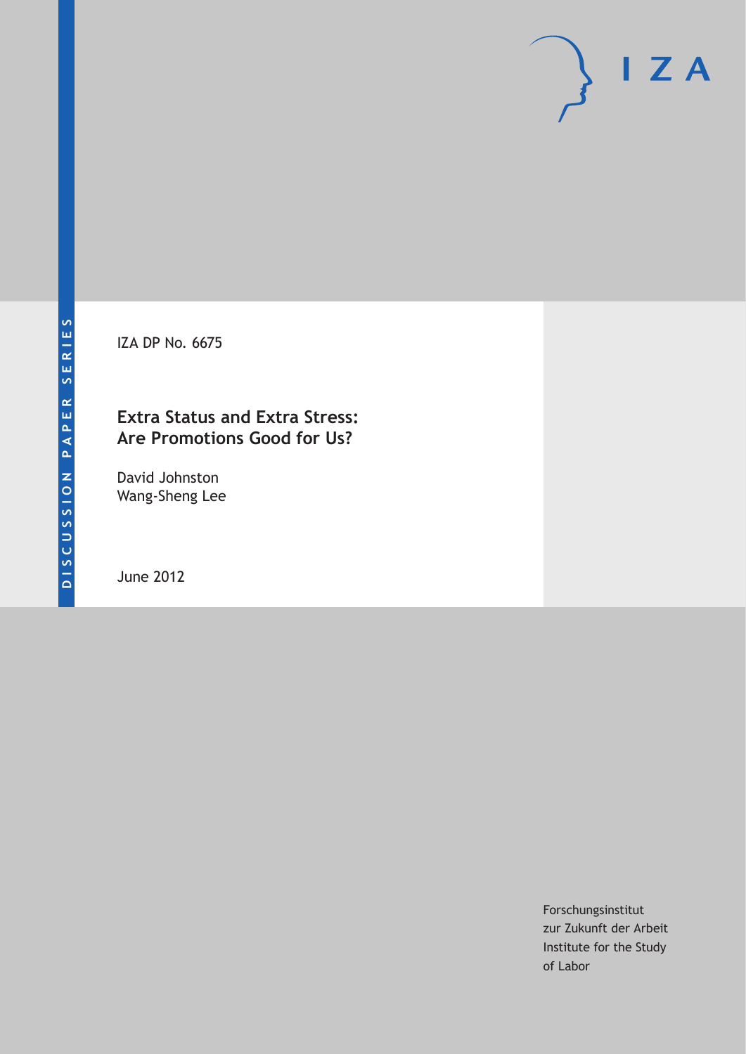DISCUSSION PAPER SERIES

IZA DP No. 6675

# Extra Status and Extra Stress: Are Promotions Good for Us?

David Johnston
Wang-Sheng Lee

June 2012

Forschungsinstitut
zur Zukunft der Arbeit
Institute for the Study
of Labor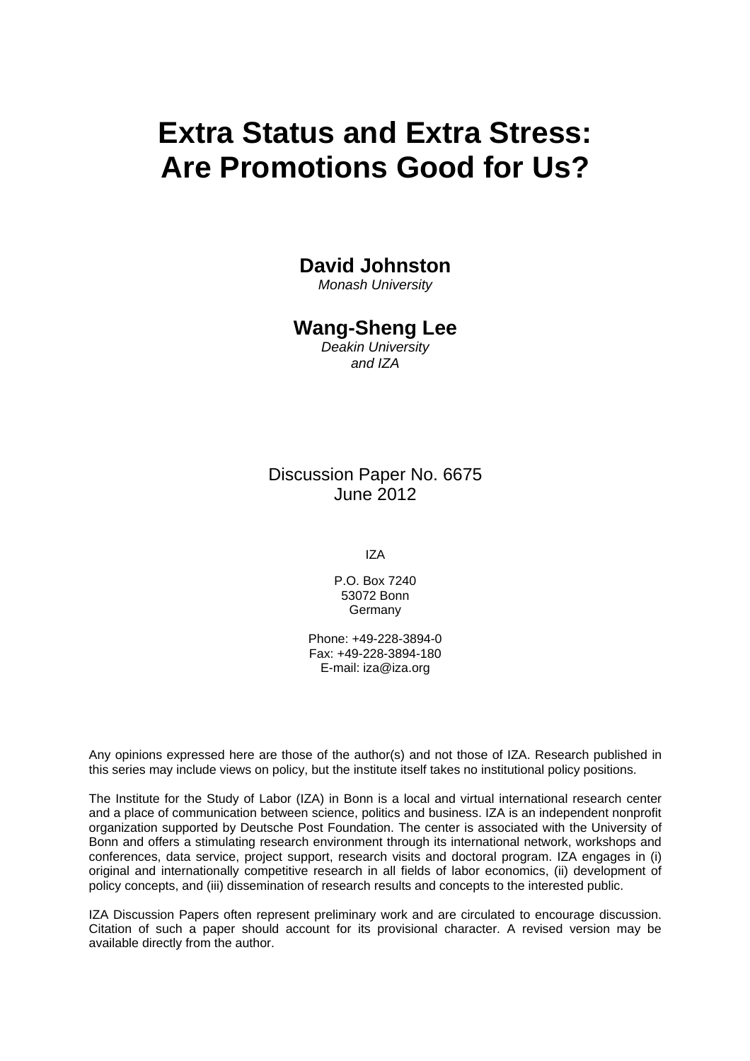# Extra Status and Extra Stress: Are Promotions Good for Us?

**David Johnston**  
*Monash University*

**Wang-Sheng Lee**  
*Deakin University and IZA*

Discussion Paper No. 6675  
June 2012

IZA

P.O. Box 7240  
53072 Bonn  
Germany

Phone: +49-228-3894-0  
Fax: +49-228-3894-180  
E-mail: iza@iza.org

Any opinions expressed here are those of the author(s) and not those of IZA. Research published in this series may include views on policy, but the institute itself takes no institutional policy positions.

The Institute for the Study of Labor (IZA) in Bonn is a local and virtual international research center and a place of communication between science, politics and business. IZA is an independent nonprofit organization supported by Deutsche Post Foundation. The center is associated with the University of Bonn and offers a stimulating research environment through its international network, workshops and conferences, data service, project support, research visits and doctoral program. IZA engages in (i) original and internationally competitive research in all fields of labor economics, (ii) development of policy concepts, and (iii) dissemination of research results and concepts to the interested public.

IZA Discussion Papers often represent preliminary work and are circulated to encourage discussion. Citation of such a paper should account for its provisional character. A revised version may be available directly from the author.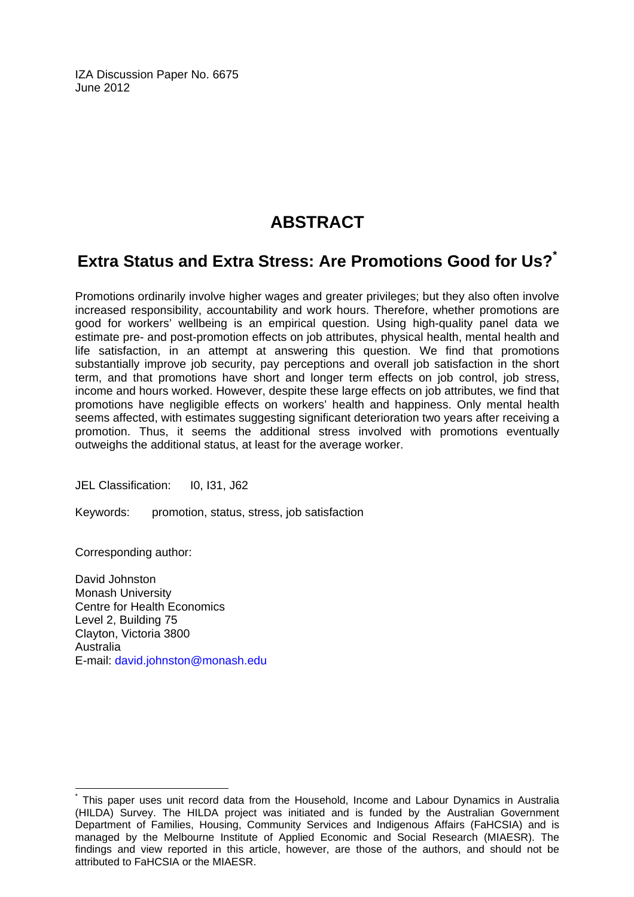IZA Discussion Paper No. 6675
June 2012

# ABSTRACT

## Extra Status and Extra Stress: Are Promotions Good for Us?*

Promotions ordinarily involve higher wages and greater privileges; but they also often involve increased responsibility, accountability and work hours. Therefore, whether promotions are good for workers' wellbeing is an empirical question. Using high-quality panel data we estimate pre- and post-promotion effects on job attributes, physical health, mental health and life satisfaction, in an attempt at answering this question. We find that promotions substantially improve job security, pay perceptions and overall job satisfaction in the short term, and that promotions have short and longer term effects on job control, job stress, income and hours worked. However, despite these large effects on job attributes, we find that promotions have negligible effects on workers' health and happiness. Only mental health seems affected, with estimates suggesting significant deterioration two years after receiving a promotion. Thus, it seems the additional stress involved with promotions eventually outweighs the additional status, at least for the average worker.

JEL Classification: I0, I31, J62

Keywords: promotion, status, stress, job satisfaction

Corresponding author:

David Johnston
Monash University
Centre for Health Economics
Level 2, Building 75
Clayton, Victoria 3800
Australia
E-mail: david.johnston@monash.edu

* This paper uses unit record data from the Household, Income and Labour Dynamics in Australia (HILDA) Survey. The HILDA project was initiated and is funded by the Australian Government Department of Families, Housing, Community Services and Indigenous Affairs (FaHCSIA) and is managed by the Melbourne Institute of Applied Economic and Social Research (MIAESR). The findings and view reported in this article, however, are those of the authors, and should not be attributed to FaHCSIA or the MIAESR.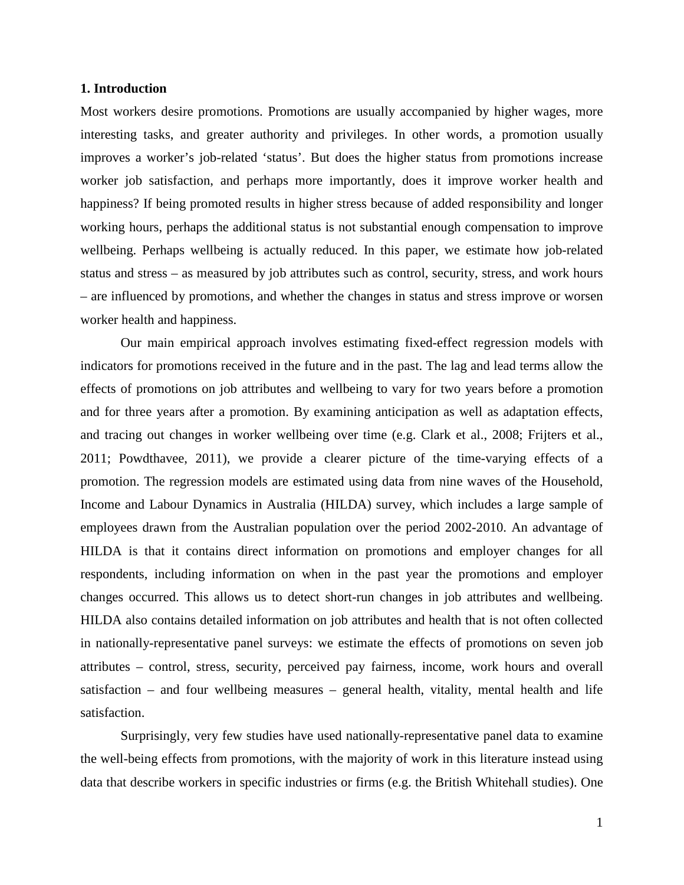## 1. Introduction

Most workers desire promotions. Promotions are usually accompanied by higher wages, more interesting tasks, and greater authority and privileges. In other words, a promotion usually improves a worker's job-related 'status'. But does the higher status from promotions increase worker job satisfaction, and perhaps more importantly, does it improve worker health and happiness? If being promoted results in higher stress because of added responsibility and longer working hours, perhaps the additional status is not substantial enough compensation to improve wellbeing. Perhaps wellbeing is actually reduced. In this paper, we estimate how job-related status and stress – as measured by job attributes such as control, security, stress, and work hours – are influenced by promotions, and whether the changes in status and stress improve or worsen worker health and happiness.

Our main empirical approach involves estimating fixed-effect regression models with indicators for promotions received in the future and in the past. The lag and lead terms allow the effects of promotions on job attributes and wellbeing to vary for two years before a promotion and for three years after a promotion. By examining anticipation as well as adaptation effects, and tracing out changes in worker wellbeing over time (e.g. Clark et al., 2008; Frijters et al., 2011; Powdthavee, 2011), we provide a clearer picture of the time-varying effects of a promotion. The regression models are estimated using data from nine waves of the Household, Income and Labour Dynamics in Australia (HILDA) survey, which includes a large sample of employees drawn from the Australian population over the period 2002-2010. An advantage of HILDA is that it contains direct information on promotions and employer changes for all respondents, including information on when in the past year the promotions and employer changes occurred. This allows us to detect short-run changes in job attributes and wellbeing. HILDA also contains detailed information on job attributes and health that is not often collected in nationally-representative panel surveys: we estimate the effects of promotions on seven job attributes – control, stress, security, perceived pay fairness, income, work hours and overall satisfaction – and four wellbeing measures – general health, vitality, mental health and life satisfaction.

Surprisingly, very few studies have used nationally-representative panel data to examine the well-being effects from promotions, with the majority of work in this literature instead using data that describe workers in specific industries or firms (e.g. the British Whitehall studies). One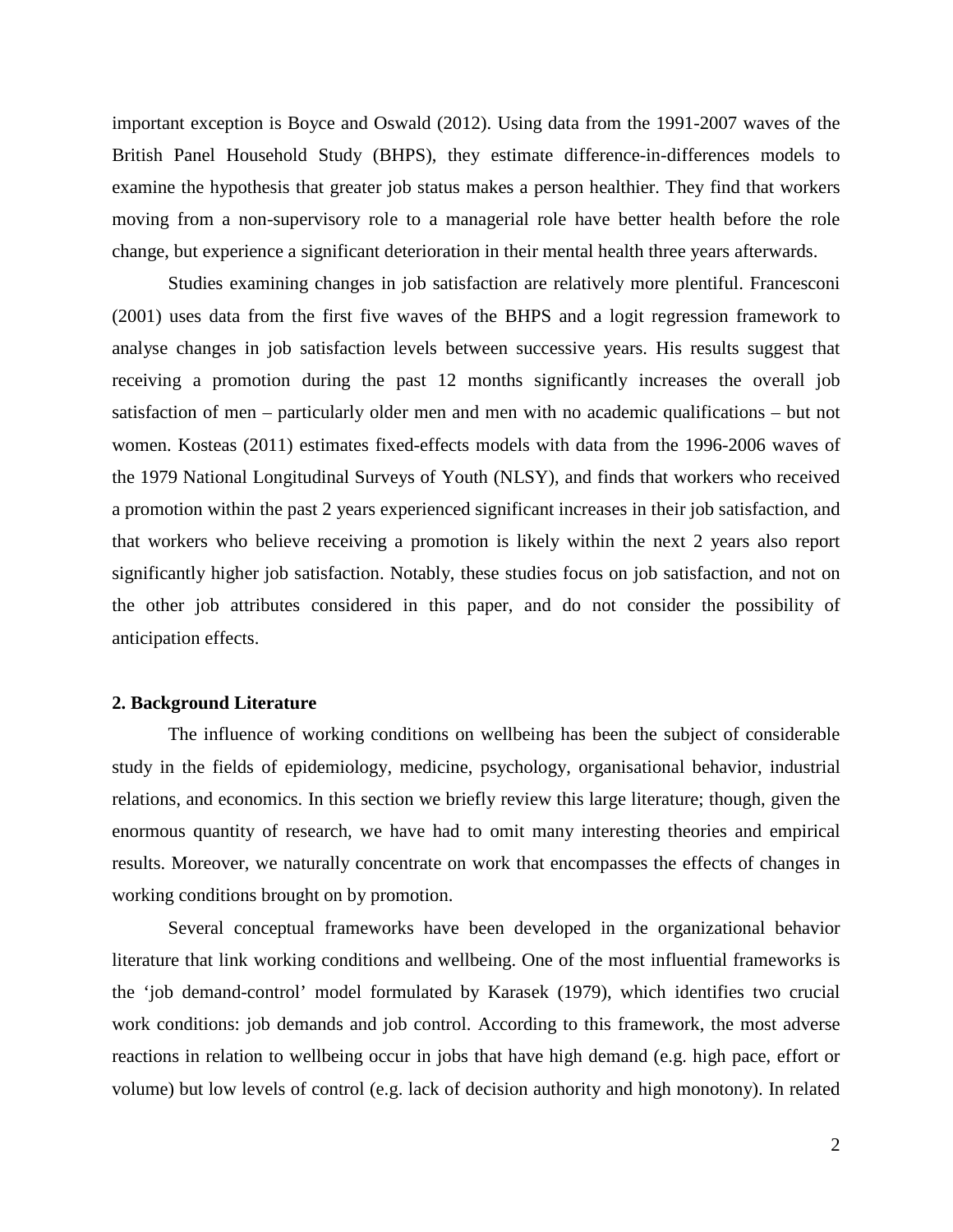important exception is Boyce and Oswald (2012). Using data from the 1991-2007 waves of the British Panel Household Study (BHPS), they estimate difference-in-differences models to examine the hypothesis that greater job status makes a person healthier. They find that workers moving from a non-supervisory role to a managerial role have better health before the role change, but experience a significant deterioration in their mental health three years afterwards.

Studies examining changes in job satisfaction are relatively more plentiful. Francesconi (2001) uses data from the first five waves of the BHPS and a logit regression framework to analyse changes in job satisfaction levels between successive years. His results suggest that receiving a promotion during the past 12 months significantly increases the overall job satisfaction of men – particularly older men and men with no academic qualifications – but not women. Kosteas (2011) estimates fixed-effects models with data from the 1996-2006 waves of the 1979 National Longitudinal Surveys of Youth (NLSY), and finds that workers who received a promotion within the past 2 years experienced significant increases in their job satisfaction, and that workers who believe receiving a promotion is likely within the next 2 years also report significantly higher job satisfaction. Notably, these studies focus on job satisfaction, and not on the other job attributes considered in this paper, and do not consider the possibility of anticipation effects.

## 2. Background Literature

The influence of working conditions on wellbeing has been the subject of considerable study in the fields of epidemiology, medicine, psychology, organisational behavior, industrial relations, and economics. In this section we briefly review this large literature; though, given the enormous quantity of research, we have had to omit many interesting theories and empirical results. Moreover, we naturally concentrate on work that encompasses the effects of changes in working conditions brought on by promotion.

Several conceptual frameworks have been developed in the organizational behavior literature that link working conditions and wellbeing. One of the most influential frameworks is the 'job demand-control' model formulated by Karasek (1979), which identifies two crucial work conditions: job demands and job control. According to this framework, the most adverse reactions in relation to wellbeing occur in jobs that have high demand (e.g. high pace, effort or volume) but low levels of control (e.g. lack of decision authority and high monotony). In related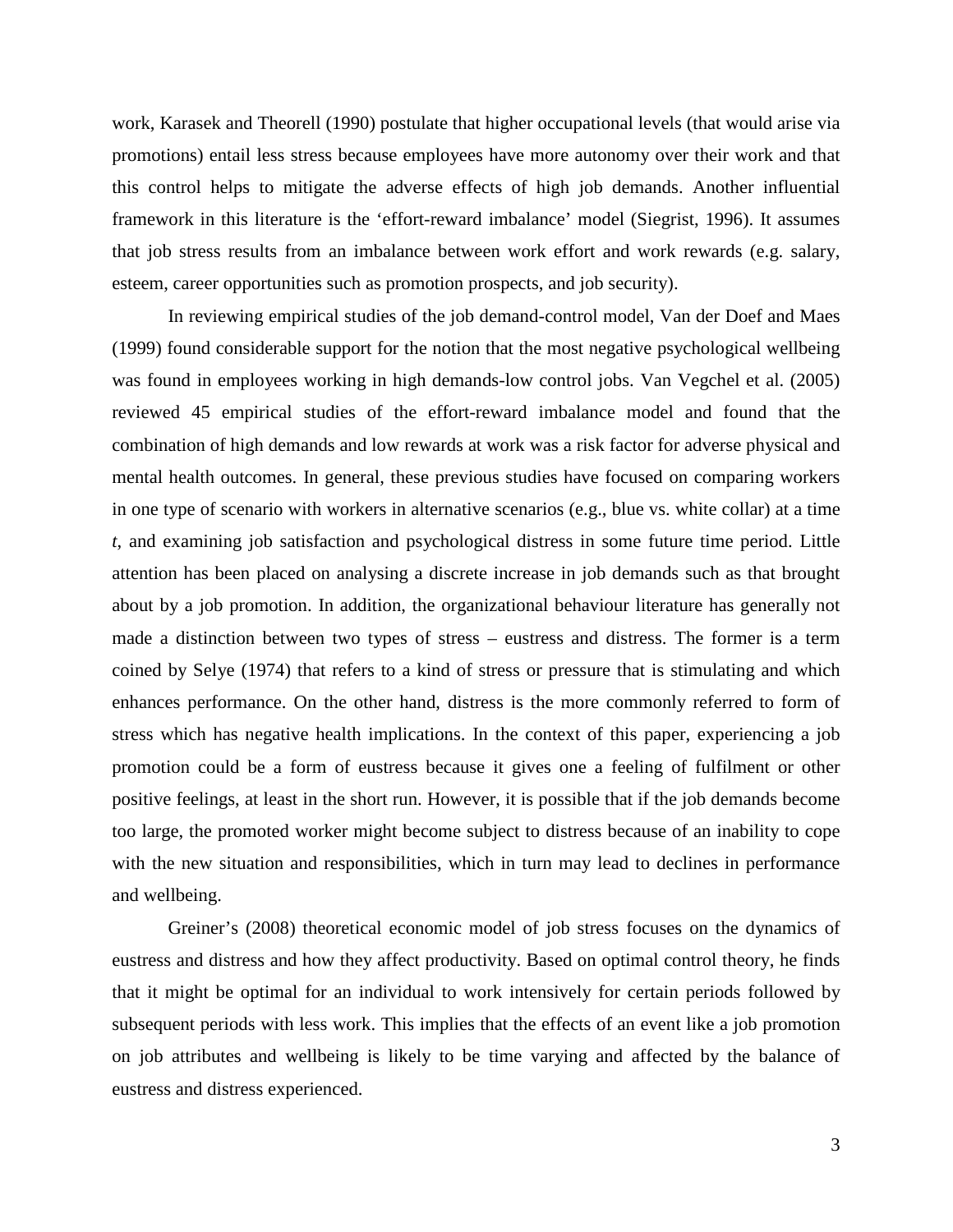work, Karasek and Theorell (1990) postulate that higher occupational levels (that would arise via promotions) entail less stress because employees have more autonomy over their work and that this control helps to mitigate the adverse effects of high job demands. Another influential framework in this literature is the 'effort-reward imbalance' model (Siegrist, 1996). It assumes that job stress results from an imbalance between work effort and work rewards (e.g. salary, esteem, career opportunities such as promotion prospects, and job security).

In reviewing empirical studies of the job demand-control model, Van der Doef and Maes (1999) found considerable support for the notion that the most negative psychological wellbeing was found in employees working in high demands-low control jobs. Van Vegchel et al. (2005) reviewed 45 empirical studies of the effort-reward imbalance model and found that the combination of high demands and low rewards at work was a risk factor for adverse physical and mental health outcomes. In general, these previous studies have focused on comparing workers in one type of scenario with workers in alternative scenarios (e.g., blue vs. white collar) at a time *t*, and examining job satisfaction and psychological distress in some future time period. Little attention has been placed on analysing a discrete increase in job demands such as that brought about by a job promotion. In addition, the organizational behaviour literature has generally not made a distinction between two types of stress – eustress and distress. The former is a term coined by Selye (1974) that refers to a kind of stress or pressure that is stimulating and which enhances performance. On the other hand, distress is the more commonly referred to form of stress which has negative health implications. In the context of this paper, experiencing a job promotion could be a form of eustress because it gives one a feeling of fulfilment or other positive feelings, at least in the short run. However, it is possible that if the job demands become too large, the promoted worker might become subject to distress because of an inability to cope with the new situation and responsibilities, which in turn may lead to declines in performance and wellbeing.

Greiner's (2008) theoretical economic model of job stress focuses on the dynamics of eustress and distress and how they affect productivity. Based on optimal control theory, he finds that it might be optimal for an individual to work intensively for certain periods followed by subsequent periods with less work. This implies that the effects of an event like a job promotion on job attributes and wellbeing is likely to be time varying and affected by the balance of eustress and distress experienced.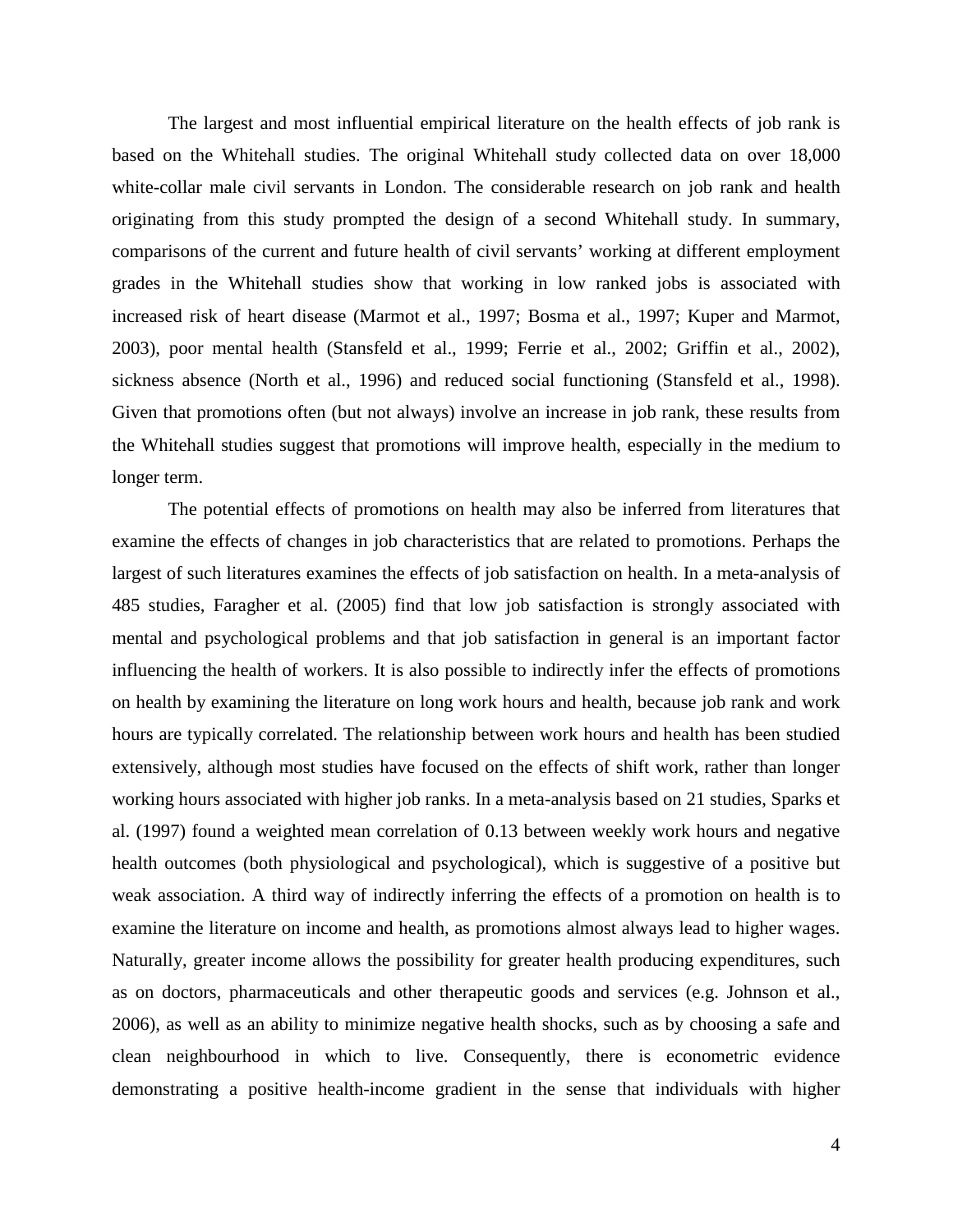The largest and most influential empirical literature on the health effects of job rank is based on the Whitehall studies. The original Whitehall study collected data on over 18,000 white-collar male civil servants in London. The considerable research on job rank and health originating from this study prompted the design of a second Whitehall study. In summary, comparisons of the current and future health of civil servants' working at different employment grades in the Whitehall studies show that working in low ranked jobs is associated with increased risk of heart disease (Marmot et al., 1997; Bosma et al., 1997; Kuper and Marmot, 2003), poor mental health (Stansfeld et al., 1999; Ferrie et al., 2002; Griffin et al., 2002), sickness absence (North et al., 1996) and reduced social functioning (Stansfeld et al., 1998). Given that promotions often (but not always) involve an increase in job rank, these results from the Whitehall studies suggest that promotions will improve health, especially in the medium to longer term.

The potential effects of promotions on health may also be inferred from literatures that examine the effects of changes in job characteristics that are related to promotions. Perhaps the largest of such literatures examines the effects of job satisfaction on health. In a meta-analysis of 485 studies, Faragher et al. (2005) find that low job satisfaction is strongly associated with mental and psychological problems and that job satisfaction in general is an important factor influencing the health of workers. It is also possible to indirectly infer the effects of promotions on health by examining the literature on long work hours and health, because job rank and work hours are typically correlated. The relationship between work hours and health has been studied extensively, although most studies have focused on the effects of shift work, rather than longer working hours associated with higher job ranks. In a meta-analysis based on 21 studies, Sparks et al. (1997) found a weighted mean correlation of 0.13 between weekly work hours and negative health outcomes (both physiological and psychological), which is suggestive of a positive but weak association. A third way of indirectly inferring the effects of a promotion on health is to examine the literature on income and health, as promotions almost always lead to higher wages. Naturally, greater income allows the possibility for greater health producing expenditures, such as on doctors, pharmaceuticals and other therapeutic goods and services (e.g. Johnson et al., 2006), as well as an ability to minimize negative health shocks, such as by choosing a safe and clean neighbourhood in which to live. Consequently, there is econometric evidence demonstrating a positive health-income gradient in the sense that individuals with higher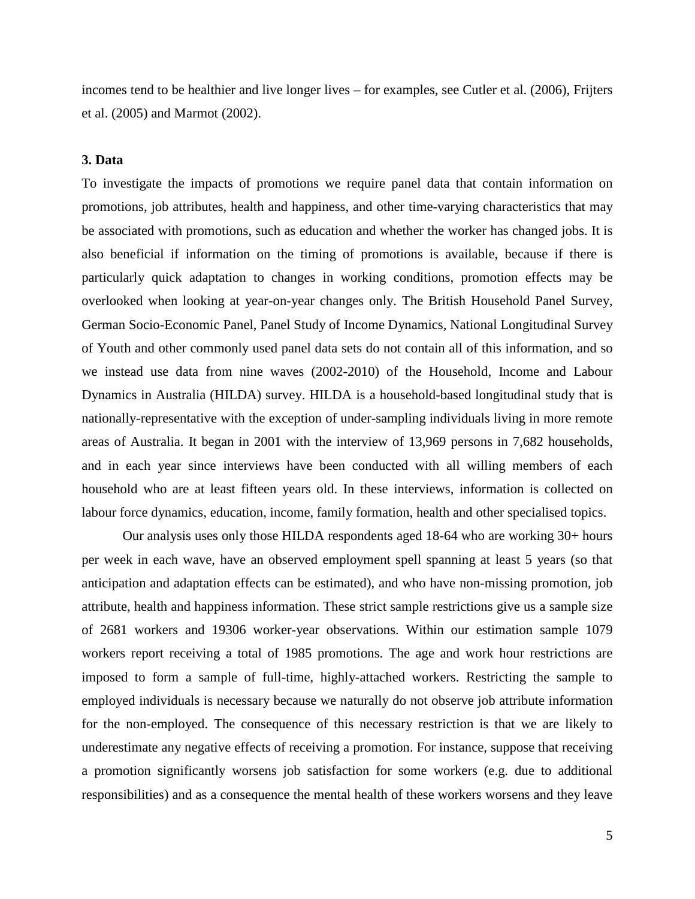incomes tend to be healthier and live longer lives – for examples, see Cutler et al. (2006), Frijters et al. (2005) and Marmot (2002).

### 3. Data

To investigate the impacts of promotions we require panel data that contain information on promotions, job attributes, health and happiness, and other time-varying characteristics that may be associated with promotions, such as education and whether the worker has changed jobs. It is also beneficial if information on the timing of promotions is available, because if there is particularly quick adaptation to changes in working conditions, promotion effects may be overlooked when looking at year-on-year changes only. The British Household Panel Survey, German Socio-Economic Panel, Panel Study of Income Dynamics, National Longitudinal Survey of Youth and other commonly used panel data sets do not contain all of this information, and so we instead use data from nine waves (2002-2010) of the Household, Income and Labour Dynamics in Australia (HILDA) survey. HILDA is a household-based longitudinal study that is nationally-representative with the exception of under-sampling individuals living in more remote areas of Australia. It began in 2001 with the interview of 13,969 persons in 7,682 households, and in each year since interviews have been conducted with all willing members of each household who are at least fifteen years old. In these interviews, information is collected on labour force dynamics, education, income, family formation, health and other specialised topics.

Our analysis uses only those HILDA respondents aged 18-64 who are working 30+ hours per week in each wave, have an observed employment spell spanning at least 5 years (so that anticipation and adaptation effects can be estimated), and who have non-missing promotion, job attribute, health and happiness information. These strict sample restrictions give us a sample size of 2681 workers and 19306 worker-year observations. Within our estimation sample 1079 workers report receiving a total of 1985 promotions. The age and work hour restrictions are imposed to form a sample of full-time, highly-attached workers. Restricting the sample to employed individuals is necessary because we naturally do not observe job attribute information for the non-employed. The consequence of this necessary restriction is that we are likely to underestimate any negative effects of receiving a promotion. For instance, suppose that receiving a promotion significantly worsens job satisfaction for some workers (e.g. due to additional responsibilities) and as a consequence the mental health of these workers worsens and they leave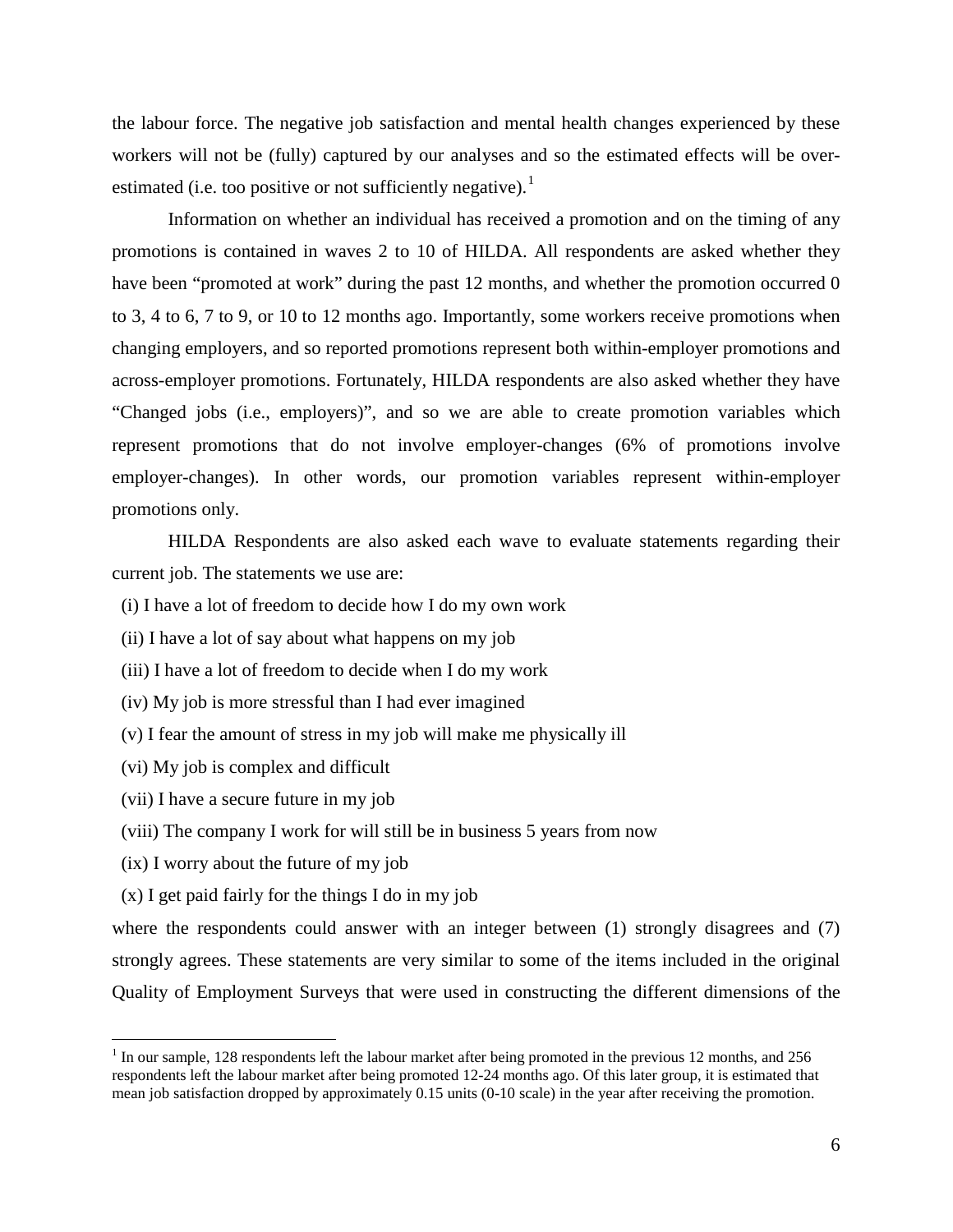the labour force. The negative job satisfaction and mental health changes experienced by these workers will not be (fully) captured by our analyses and so the estimated effects will be over-estimated (i.e. too positive or not sufficiently negative).[1]

Information on whether an individual has received a promotion and on the timing of any promotions is contained in waves 2 to 10 of HILDA. All respondents are asked whether they have been "promoted at work" during the past 12 months, and whether the promotion occurred 0 to 3, 4 to 6, 7 to 9, or 10 to 12 months ago. Importantly, some workers receive promotions when changing employers, and so reported promotions represent both within-employer promotions and across-employer promotions. Fortunately, HILDA respondents are also asked whether they have "Changed jobs (i.e., employers)", and so we are able to create promotion variables which represent promotions that do not involve employer-changes (6% of promotions involve employer-changes). In other words, our promotion variables represent within-employer promotions only.

HILDA Respondents are also asked each wave to evaluate statements regarding their current job. The statements we use are:

(i) I have a lot of freedom to decide how I do my own work
(ii) I have a lot of say about what happens on my job
(iii) I have a lot of freedom to decide when I do my work
(iv) My job is more stressful than I had ever imagined
(v) I fear the amount of stress in my job will make me physically ill
(vi) My job is complex and difficult
(vii) I have a secure future in my job
(viii) The company I work for will still be in business 5 years from now
(ix) I worry about the future of my job
(x) I get paid fairly for the things I do in my job

where the respondents could answer with an integer between (1) strongly disagrees and (7) strongly agrees. These statements are very similar to some of the items included in the original Quality of Employment Surveys that were used in constructing the different dimensions of the

[1] In our sample, 128 respondents left the labour market after being promoted in the previous 12 months, and 256 respondents left the labour market after being promoted 12-24 months ago. Of this later group, it is estimated that mean job satisfaction dropped by approximately 0.15 units (0-10 scale) in the year after receiving the promotion.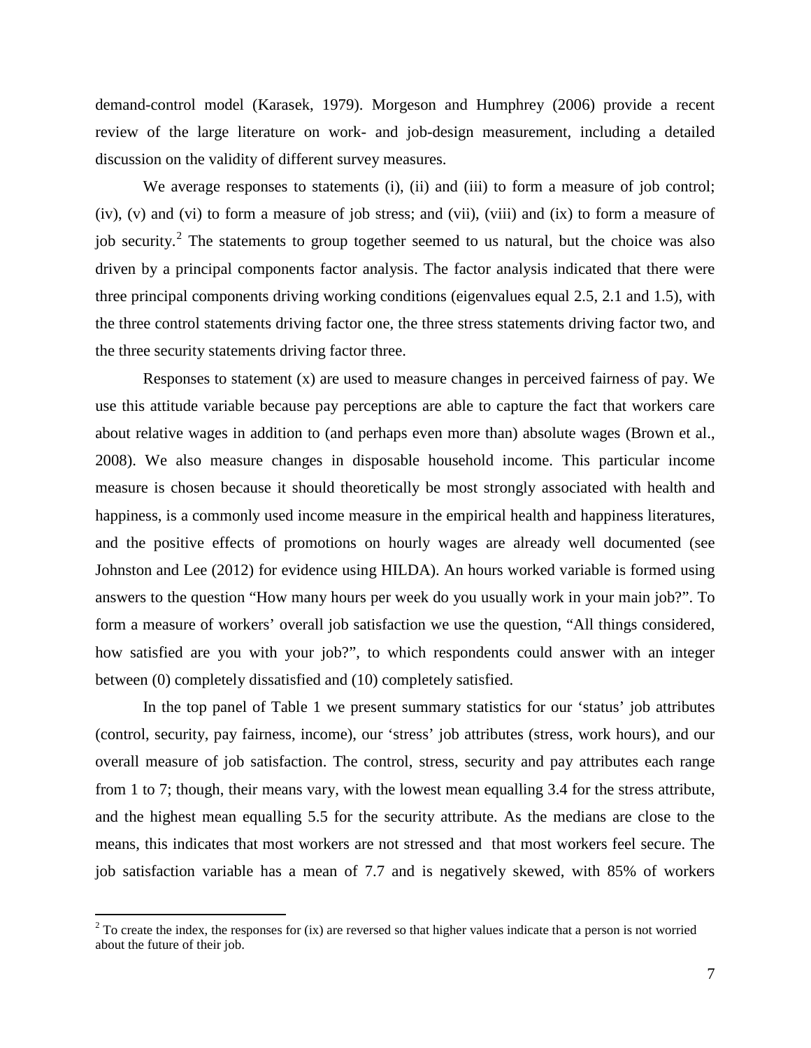demand-control model (Karasek, 1979). Morgeson and Humphrey (2006) provide a recent review of the large literature on work- and job-design measurement, including a detailed discussion on the validity of different survey measures.

We average responses to statements (i), (ii) and (iii) to form a measure of job control; (iv), (v) and (vi) to form a measure of job stress; and (vii), (viii) and (ix) to form a measure of job security.[2] The statements to group together seemed to us natural, but the choice was also driven by a principal components factor analysis. The factor analysis indicated that there were three principal components driving working conditions (eigenvalues equal 2.5, 2.1 and 1.5), with the three control statements driving factor one, the three stress statements driving factor two, and the three security statements driving factor three.

Responses to statement (x) are used to measure changes in perceived fairness of pay. We use this attitude variable because pay perceptions are able to capture the fact that workers care about relative wages in addition to (and perhaps even more than) absolute wages (Brown et al., 2008). We also measure changes in disposable household income. This particular income measure is chosen because it should theoretically be most strongly associated with health and happiness, is a commonly used income measure in the empirical health and happiness literatures, and the positive effects of promotions on hourly wages are already well documented (see Johnston and Lee (2012) for evidence using HILDA). An hours worked variable is formed using answers to the question "How many hours per week do you usually work in your main job?". To form a measure of workers' overall job satisfaction we use the question, "All things considered, how satisfied are you with your job?", to which respondents could answer with an integer between (0) completely dissatisfied and (10) completely satisfied.

In the top panel of Table 1 we present summary statistics for our 'status' job attributes (control, security, pay fairness, income), our 'stress' job attributes (stress, work hours), and our overall measure of job satisfaction. The control, stress, security and pay attributes each range from 1 to 7; though, their means vary, with the lowest mean equalling 3.4 for the stress attribute, and the highest mean equalling 5.5 for the security attribute. As the medians are close to the means, this indicates that most workers are not stressed and that most workers feel secure. The job satisfaction variable has a mean of 7.7 and is negatively skewed, with 85% of workers

[2] To create the index, the responses for (ix) are reversed so that higher values indicate that a person is not worried about the future of their job.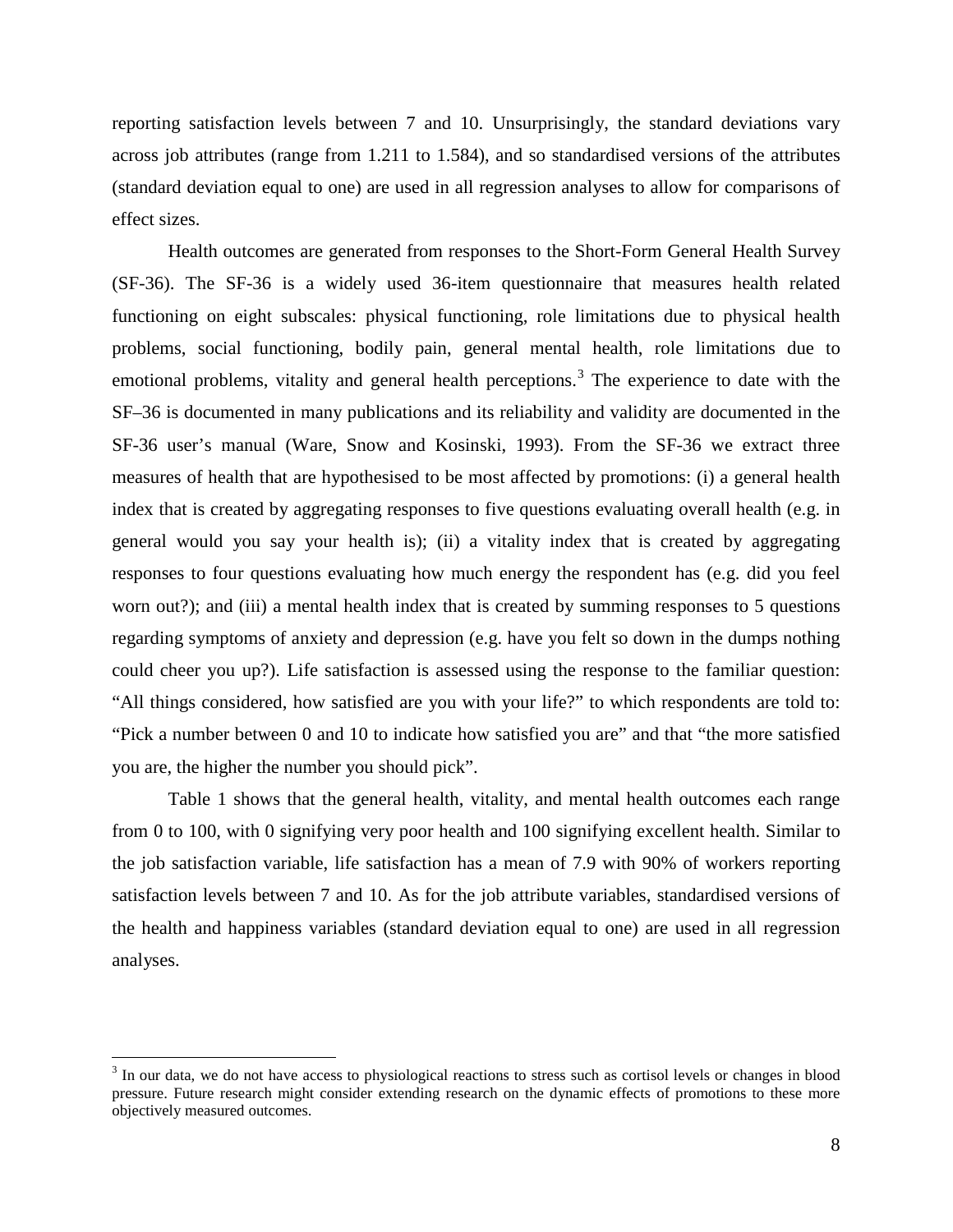reporting satisfaction levels between 7 and 10. Unsurprisingly, the standard deviations vary across job attributes (range from 1.211 to 1.584), and so standardised versions of the attributes (standard deviation equal to one) are used in all regression analyses to allow for comparisons of effect sizes.

Health outcomes are generated from responses to the Short-Form General Health Survey (SF-36). The SF-36 is a widely used 36-item questionnaire that measures health related functioning on eight subscales: physical functioning, role limitations due to physical health problems, social functioning, bodily pain, general mental health, role limitations due to emotional problems, vitality and general health perceptions.[3] The experience to date with the SF–36 is documented in many publications and its reliability and validity are documented in the SF-36 user's manual (Ware, Snow and Kosinski, 1993). From the SF-36 we extract three measures of health that are hypothesised to be most affected by promotions: (i) a general health index that is created by aggregating responses to five questions evaluating overall health (e.g. in general would you say your health is); (ii) a vitality index that is created by aggregating responses to four questions evaluating how much energy the respondent has (e.g. did you feel worn out?); and (iii) a mental health index that is created by summing responses to 5 questions regarding symptoms of anxiety and depression (e.g. have you felt so down in the dumps nothing could cheer you up?). Life satisfaction is assessed using the response to the familiar question: "All things considered, how satisfied are you with your life?" to which respondents are told to: "Pick a number between 0 and 10 to indicate how satisfied you are" and that "the more satisfied you are, the higher the number you should pick".

Table 1 shows that the general health, vitality, and mental health outcomes each range from 0 to 100, with 0 signifying very poor health and 100 signifying excellent health. Similar to the job satisfaction variable, life satisfaction has a mean of 7.9 with 90% of workers reporting satisfaction levels between 7 and 10. As for the job attribute variables, standardised versions of the health and happiness variables (standard deviation equal to one) are used in all regression analyses.

[3] In our data, we do not have access to physiological reactions to stress such as cortisol levels or changes in blood pressure. Future research might consider extending research on the dynamic effects of promotions to these more objectively measured outcomes.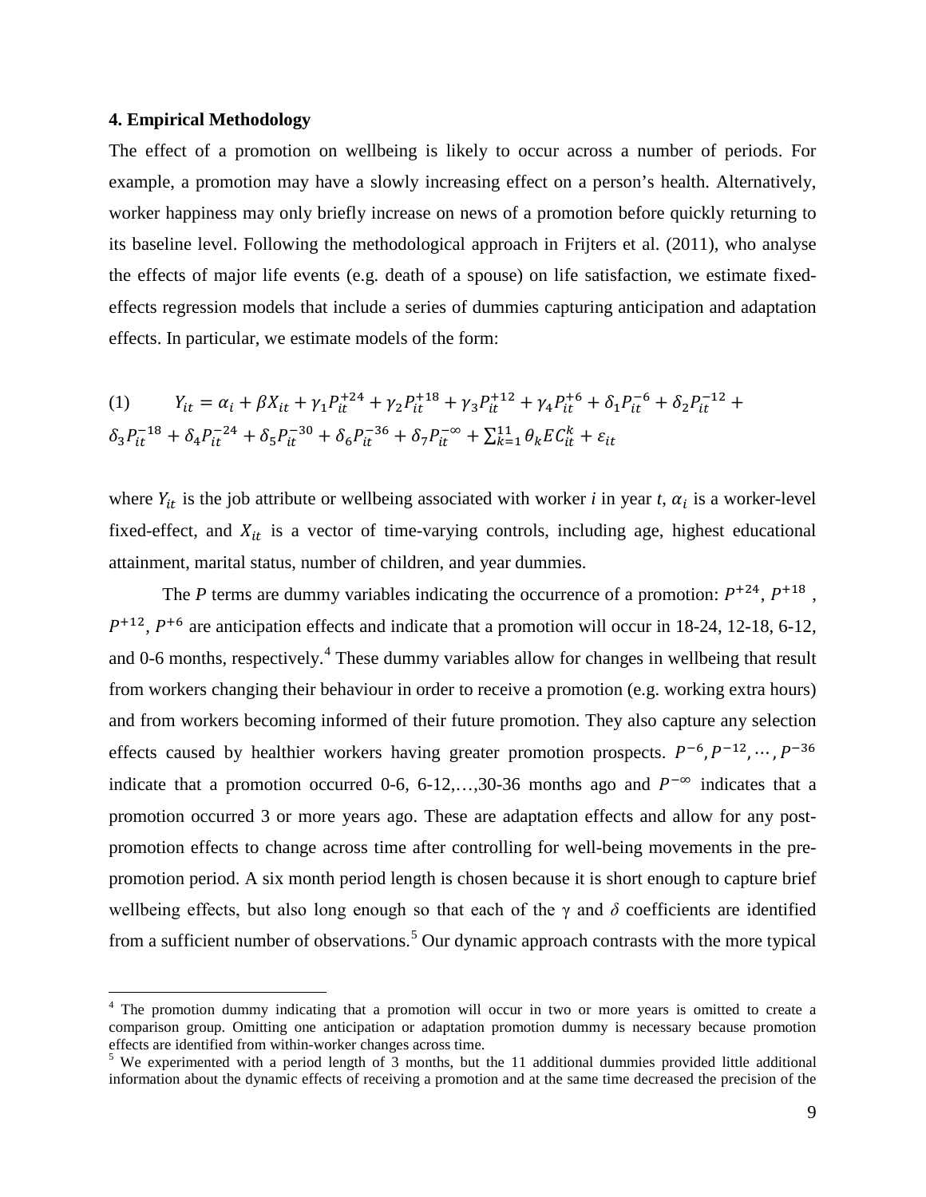## 4. Empirical Methodology

The effect of a promotion on wellbeing is likely to occur across a number of periods. For example, a promotion may have a slowly increasing effect on a person's health. Alternatively, worker happiness may only briefly increase on news of a promotion before quickly returning to its baseline level. Following the methodological approach in Frijters et al. (2011), who analyse the effects of major life events (e.g. death of a spouse) on life satisfaction, we estimate fixed-effects regression models that include a series of dummies capturing anticipation and adaptation effects. In particular, we estimate models of the form:

$$(1) \qquad Y_{it} = \alpha_i + \beta X_{it} + \gamma_1 P_{it}^{+24} + \gamma_2 P_{it}^{+18} + \gamma_3 P_{it}^{+12} + \gamma_4 P_{it}^{+6} + \delta_1 P_{it}^{-6} + \delta_2 P_{it}^{-12} + \delta_3 P_{it}^{-18} + \delta_4 P_{it}^{-24} + \delta_5 P_{it}^{-30} + \delta_6 P_{it}^{-36} + \delta_7 P_{it}^{-\infty} + \sum_{k=1}^{11} \theta_k EC_{it}^{k} + \varepsilon_{it}$$

where $Y_{it}$ is the job attribute or wellbeing associated with worker *i* in year *t*, $\alpha_i$ is a worker-level fixed-effect, and $X_{it}$ is a vector of time-varying controls, including age, highest educational attainment, marital status, number of children, and year dummies.

The *P* terms are dummy variables indicating the occurrence of a promotion: $P^{+24}$, $P^{+18}$, $P^{+12}$, $P^{+6}$ are anticipation effects and indicate that a promotion will occur in 18-24, 12-18, 6-12, and 0-6 months, respectively.[4] These dummy variables allow for changes in wellbeing that result from workers changing their behaviour in order to receive a promotion (e.g. working extra hours) and from workers becoming informed of their future promotion. They also capture any selection effects caused by healthier workers having greater promotion prospects. $P^{-6}, P^{-12}, \cdots, P^{-36}$ indicate that a promotion occurred 0-6, 6-12,…,30-36 months ago and $P^{-\infty}$ indicates that a promotion occurred 3 or more years ago. These are adaptation effects and allow for any post-promotion effects to change across time after controlling for well-being movements in the pre-promotion period. A six month period length is chosen because it is short enough to capture brief wellbeing effects, but also long enough so that each of the $\gamma$ and $\delta$ coefficients are identified from a sufficient number of observations.[5] Our dynamic approach contrasts with the more typical

[4] The promotion dummy indicating that a promotion will occur in two or more years is omitted to create a comparison group. Omitting one anticipation or adaptation promotion dummy is necessary because promotion effects are identified from within-worker changes across time.

[5] We experimented with a period length of 3 months, but the 11 additional dummies provided little additional information about the dynamic effects of receiving a promotion and at the same time decreased the precision of the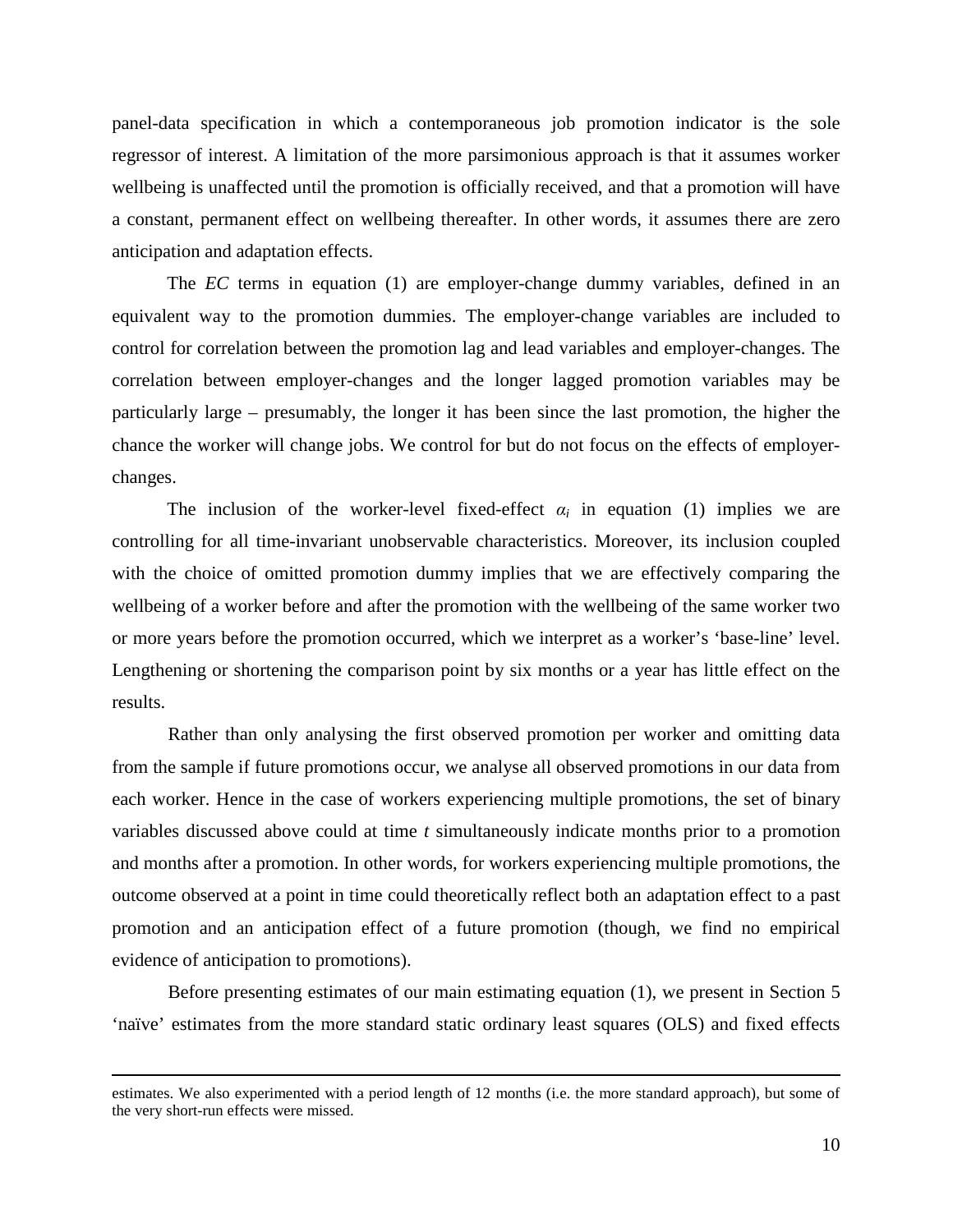panel-data specification in which a contemporaneous job promotion indicator is the sole regressor of interest. A limitation of the more parsimonious approach is that it assumes worker wellbeing is unaffected until the promotion is officially received, and that a promotion will have a constant, permanent effect on wellbeing thereafter. In other words, it assumes there are zero anticipation and adaptation effects.

The *EC* terms in equation (1) are employer-change dummy variables, defined in an equivalent way to the promotion dummies. The employer-change variables are included to control for correlation between the promotion lag and lead variables and employer-changes. The correlation between employer-changes and the longer lagged promotion variables may be particularly large – presumably, the longer it has been since the last promotion, the higher the chance the worker will change jobs. We control for but do not focus on the effects of employer-changes.

The inclusion of the worker-level fixed-effect $\alpha_i$ in equation (1) implies we are controlling for all time-invariant unobservable characteristics. Moreover, its inclusion coupled with the choice of omitted promotion dummy implies that we are effectively comparing the wellbeing of a worker before and after the promotion with the wellbeing of the same worker two or more years before the promotion occurred, which we interpret as a worker's 'base-line' level. Lengthening or shortening the comparison point by six months or a year has little effect on the results.

Rather than only analysing the first observed promotion per worker and omitting data from the sample if future promotions occur, we analyse all observed promotions in our data from each worker. Hence in the case of workers experiencing multiple promotions, the set of binary variables discussed above could at time *t* simultaneously indicate months prior to a promotion and months after a promotion. In other words, for workers experiencing multiple promotions, the outcome observed at a point in time could theoretically reflect both an adaptation effect to a past promotion and an anticipation effect of a future promotion (though, we find no empirical evidence of anticipation to promotions).

Before presenting estimates of our main estimating equation (1), we present in Section 5 'naïve' estimates from the more standard static ordinary least squares (OLS) and fixed effects

---

estimates. We also experimented with a period length of 12 months (i.e. the more standard approach), but some of the very short-run effects were missed.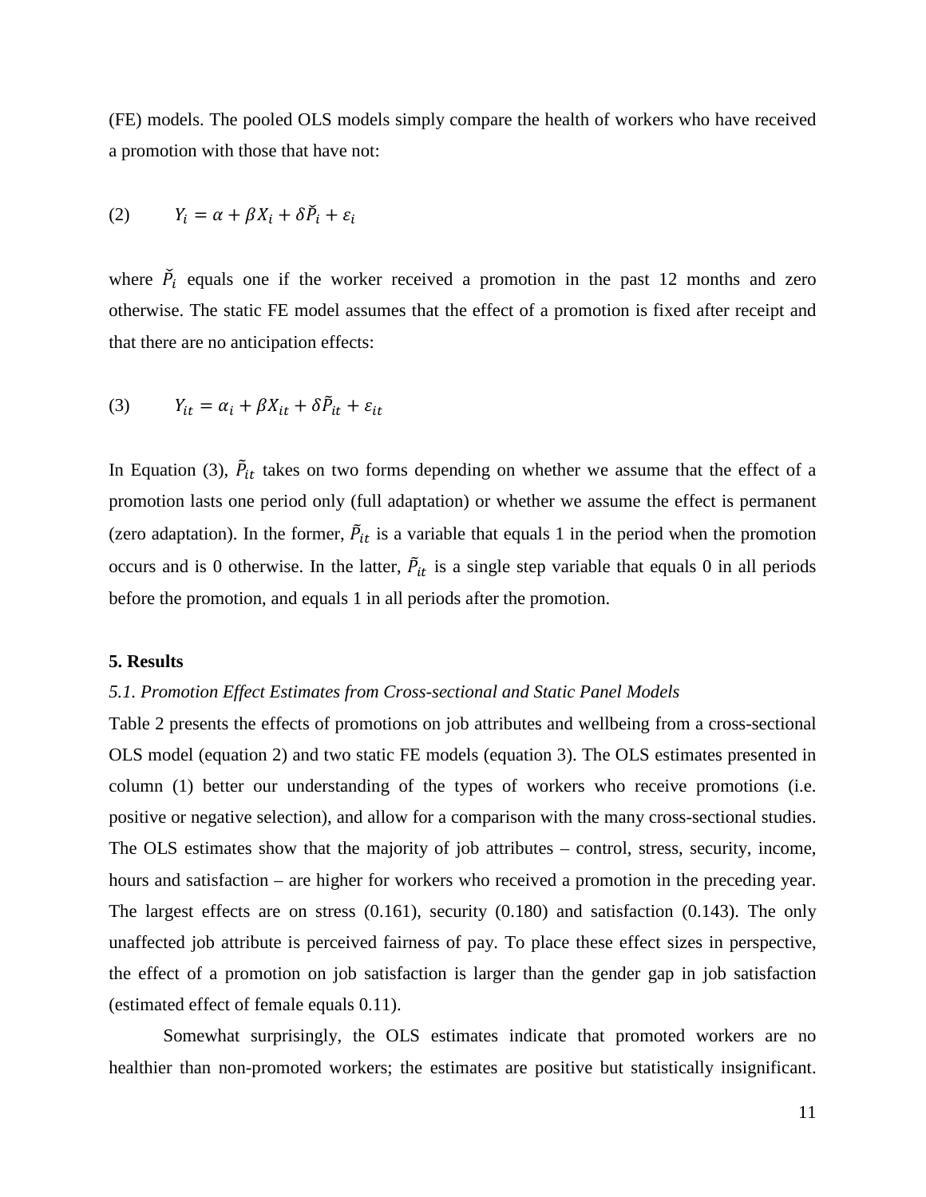(FE) models. The pooled OLS models simply compare the health of workers who have received a promotion with those that have not:

$$(2) \qquad Y_i = \alpha + \beta X_i + \delta \check{P}_i + \varepsilon_i$$

where $\check{P}_i$ equals one if the worker received a promotion in the past 12 months and zero otherwise. The static FE model assumes that the effect of a promotion is fixed after receipt and that there are no anticipation effects:

$$(3) \qquad Y_{it} = \alpha_i + \beta X_{it} + \delta \tilde{P}_{it} + \varepsilon_{it}$$

In Equation (3), $\tilde{P}_{it}$ takes on two forms depending on whether we assume that the effect of a promotion lasts one period only (full adaptation) or whether we assume the effect is permanent (zero adaptation). In the former, $\tilde{P}_{it}$ is a variable that equals 1 in the period when the promotion occurs and is 0 otherwise. In the latter, $\tilde{P}_{it}$ is a single step variable that equals 0 in all periods before the promotion, and equals 1 in all periods after the promotion.

## 5. Results

### *5.1. Promotion Effect Estimates from Cross-sectional and Static Panel Models*

Table 2 presents the effects of promotions on job attributes and wellbeing from a cross-sectional OLS model (equation 2) and two static FE models (equation 3). The OLS estimates presented in column (1) better our understanding of the types of workers who receive promotions (i.e. positive or negative selection), and allow for a comparison with the many cross-sectional studies. The OLS estimates show that the majority of job attributes – control, stress, security, income, hours and satisfaction – are higher for workers who received a promotion in the preceding year. The largest effects are on stress (0.161), security (0.180) and satisfaction (0.143). The only unaffected job attribute is perceived fairness of pay. To place these effect sizes in perspective, the effect of a promotion on job satisfaction is larger than the gender gap in job satisfaction (estimated effect of female equals 0.11).

Somewhat surprisingly, the OLS estimates indicate that promoted workers are no healthier than non-promoted workers; the estimates are positive but statistically insignificant.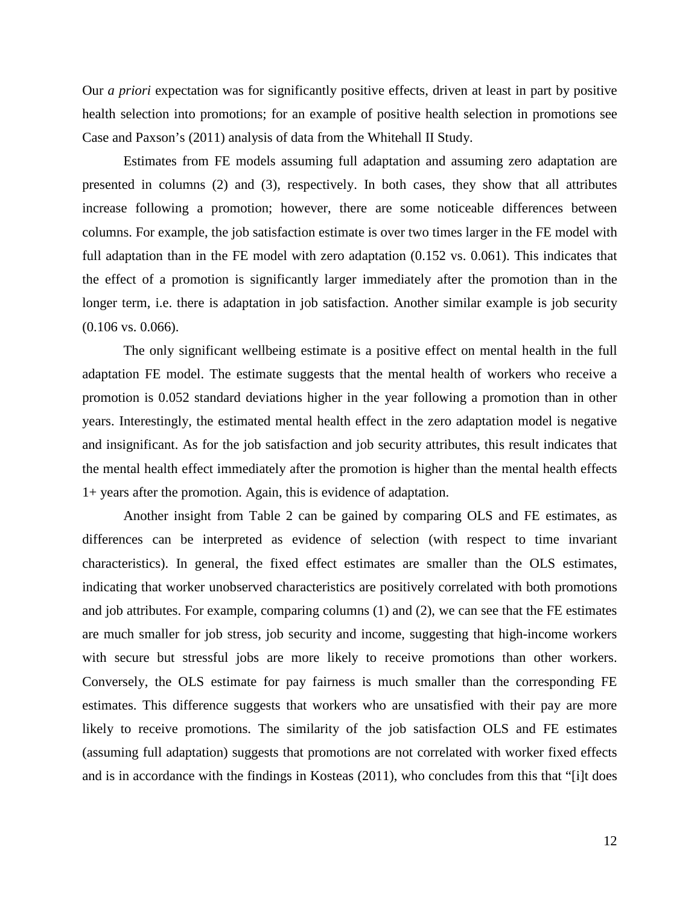Our *a priori* expectation was for significantly positive effects, driven at least in part by positive health selection into promotions; for an example of positive health selection in promotions see Case and Paxson's (2011) analysis of data from the Whitehall II Study.

Estimates from FE models assuming full adaptation and assuming zero adaptation are presented in columns (2) and (3), respectively. In both cases, they show that all attributes increase following a promotion; however, there are some noticeable differences between columns. For example, the job satisfaction estimate is over two times larger in the FE model with full adaptation than in the FE model with zero adaptation (0.152 vs. 0.061). This indicates that the effect of a promotion is significantly larger immediately after the promotion than in the longer term, i.e. there is adaptation in job satisfaction. Another similar example is job security (0.106 vs. 0.066).

The only significant wellbeing estimate is a positive effect on mental health in the full adaptation FE model. The estimate suggests that the mental health of workers who receive a promotion is 0.052 standard deviations higher in the year following a promotion than in other years. Interestingly, the estimated mental health effect in the zero adaptation model is negative and insignificant. As for the job satisfaction and job security attributes, this result indicates that the mental health effect immediately after the promotion is higher than the mental health effects 1+ years after the promotion. Again, this is evidence of adaptation.

Another insight from Table 2 can be gained by comparing OLS and FE estimates, as differences can be interpreted as evidence of selection (with respect to time invariant characteristics). In general, the fixed effect estimates are smaller than the OLS estimates, indicating that worker unobserved characteristics are positively correlated with both promotions and job attributes. For example, comparing columns (1) and (2), we can see that the FE estimates are much smaller for job stress, job security and income, suggesting that high-income workers with secure but stressful jobs are more likely to receive promotions than other workers. Conversely, the OLS estimate for pay fairness is much smaller than the corresponding FE estimates. This difference suggests that workers who are unsatisfied with their pay are more likely to receive promotions. The similarity of the job satisfaction OLS and FE estimates (assuming full adaptation) suggests that promotions are not correlated with worker fixed effects and is in accordance with the findings in Kosteas (2011), who concludes from this that "[i]t does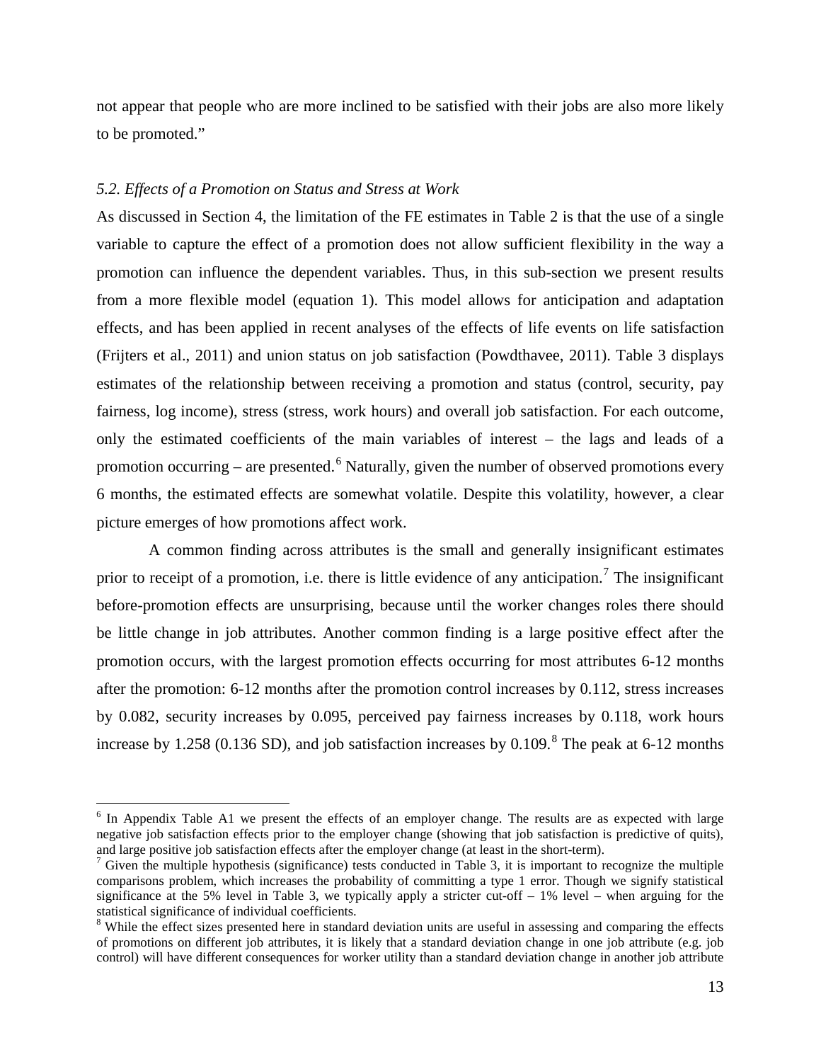not appear that people who are more inclined to be satisfied with their jobs are also more likely to be promoted."

### *5.2. Effects of a Promotion on Status and Stress at Work*

As discussed in Section 4, the limitation of the FE estimates in Table 2 is that the use of a single variable to capture the effect of a promotion does not allow sufficient flexibility in the way a promotion can influence the dependent variables. Thus, in this sub-section we present results from a more flexible model (equation 1). This model allows for anticipation and adaptation effects, and has been applied in recent analyses of the effects of life events on life satisfaction (Frijters et al., 2011) and union status on job satisfaction (Powdthavee, 2011). Table 3 displays estimates of the relationship between receiving a promotion and status (control, security, pay fairness, log income), stress (stress, work hours) and overall job satisfaction. For each outcome, only the estimated coefficients of the main variables of interest – the lags and leads of a promotion occurring – are presented.[6] Naturally, given the number of observed promotions every 6 months, the estimated effects are somewhat volatile. Despite this volatility, however, a clear picture emerges of how promotions affect work.

A common finding across attributes is the small and generally insignificant estimates prior to receipt of a promotion, i.e. there is little evidence of any anticipation.[7] The insignificant before-promotion effects are unsurprising, because until the worker changes roles there should be little change in job attributes. Another common finding is a large positive effect after the promotion occurs, with the largest promotion effects occurring for most attributes 6-12 months after the promotion: 6-12 months after the promotion control increases by 0.112, stress increases by 0.082, security increases by 0.095, perceived pay fairness increases by 0.118, work hours increase by 1.258 (0.136 SD), and job satisfaction increases by 0.109.[8] The peak at 6-12 months

---

[6] In Appendix Table A1 we present the effects of an employer change. The results are as expected with large negative job satisfaction effects prior to the employer change (showing that job satisfaction is predictive of quits), and large positive job satisfaction effects after the employer change (at least in the short-term).

[7] Given the multiple hypothesis (significance) tests conducted in Table 3, it is important to recognize the multiple comparisons problem, which increases the probability of committing a type 1 error. Though we signify statistical significance at the 5% level in Table 3, we typically apply a stricter cut-off – 1% level – when arguing for the statistical significance of individual coefficients.

[8] While the effect sizes presented here in standard deviation units are useful in assessing and comparing the effects of promotions on different job attributes, it is likely that a standard deviation change in one job attribute (e.g. job control) will have different consequences for worker utility than a standard deviation change in another job attribute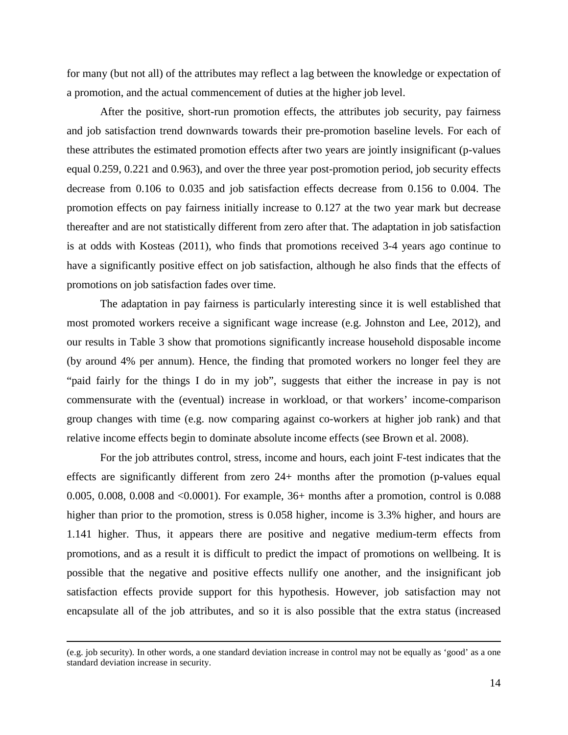for many (but not all) of the attributes may reflect a lag between the knowledge or expectation of a promotion, and the actual commencement of duties at the higher job level.

After the positive, short-run promotion effects, the attributes job security, pay fairness and job satisfaction trend downwards towards their pre-promotion baseline levels. For each of these attributes the estimated promotion effects after two years are jointly insignificant (p-values equal 0.259, 0.221 and 0.963), and over the three year post-promotion period, job security effects decrease from 0.106 to 0.035 and job satisfaction effects decrease from 0.156 to 0.004. The promotion effects on pay fairness initially increase to 0.127 at the two year mark but decrease thereafter and are not statistically different from zero after that. The adaptation in job satisfaction is at odds with Kosteas (2011), who finds that promotions received 3-4 years ago continue to have a significantly positive effect on job satisfaction, although he also finds that the effects of promotions on job satisfaction fades over time.

The adaptation in pay fairness is particularly interesting since it is well established that most promoted workers receive a significant wage increase (e.g. Johnston and Lee, 2012), and our results in Table 3 show that promotions significantly increase household disposable income (by around 4% per annum). Hence, the finding that promoted workers no longer feel they are "paid fairly for the things I do in my job", suggests that either the increase in pay is not commensurate with the (eventual) increase in workload, or that workers' income-comparison group changes with time (e.g. now comparing against co-workers at higher job rank) and that relative income effects begin to dominate absolute income effects (see Brown et al. 2008).

For the job attributes control, stress, income and hours, each joint F-test indicates that the effects are significantly different from zero 24+ months after the promotion (p-values equal 0.005, 0.008, 0.008 and <0.0001). For example, 36+ months after a promotion, control is 0.088 higher than prior to the promotion, stress is 0.058 higher, income is 3.3% higher, and hours are 1.141 higher. Thus, it appears there are positive and negative medium-term effects from promotions, and as a result it is difficult to predict the impact of promotions on wellbeing. It is possible that the negative and positive effects nullify one another, and the insignificant job satisfaction effects provide support for this hypothesis. However, job satisfaction may not encapsulate all of the job attributes, and so it is also possible that the extra status (increased

---

(e.g. job security). In other words, a one standard deviation increase in control may not be equally as 'good' as a one standard deviation increase in security.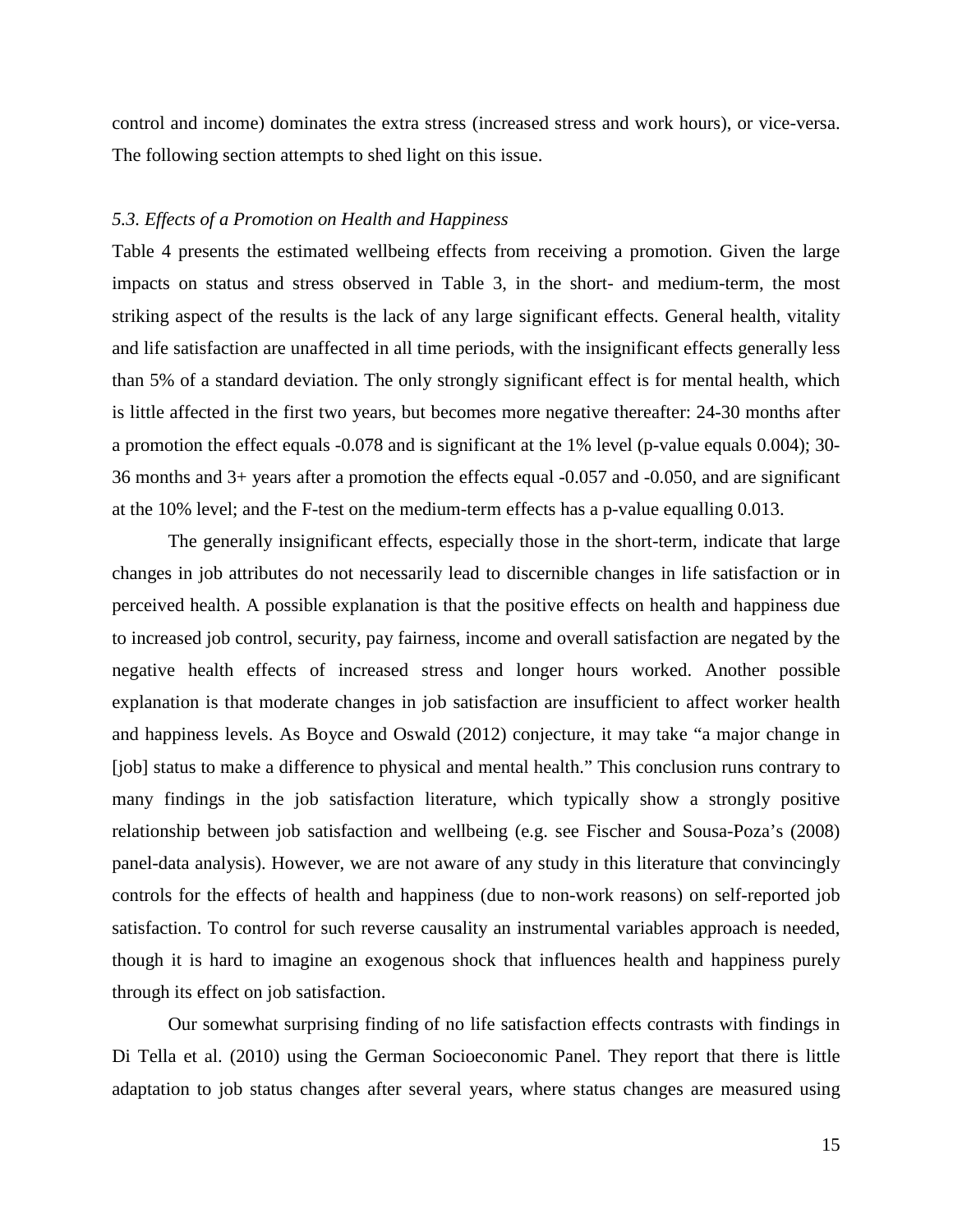control and income) dominates the extra stress (increased stress and work hours), or vice-versa. The following section attempts to shed light on this issue.

### *5.3. Effects of a Promotion on Health and Happiness*

Table 4 presents the estimated wellbeing effects from receiving a promotion. Given the large impacts on status and stress observed in Table 3, in the short- and medium-term, the most striking aspect of the results is the lack of any large significant effects. General health, vitality and life satisfaction are unaffected in all time periods, with the insignificant effects generally less than 5% of a standard deviation. The only strongly significant effect is for mental health, which is little affected in the first two years, but becomes more negative thereafter: 24-30 months after a promotion the effect equals -0.078 and is significant at the 1% level (p-value equals 0.004); 30-36 months and 3+ years after a promotion the effects equal -0.057 and -0.050, and are significant at the 10% level; and the F-test on the medium-term effects has a p-value equalling 0.013.

The generally insignificant effects, especially those in the short-term, indicate that large changes in job attributes do not necessarily lead to discernible changes in life satisfaction or in perceived health. A possible explanation is that the positive effects on health and happiness due to increased job control, security, pay fairness, income and overall satisfaction are negated by the negative health effects of increased stress and longer hours worked. Another possible explanation is that moderate changes in job satisfaction are insufficient to affect worker health and happiness levels. As Boyce and Oswald (2012) conjecture, it may take "a major change in [job] status to make a difference to physical and mental health." This conclusion runs contrary to many findings in the job satisfaction literature, which typically show a strongly positive relationship between job satisfaction and wellbeing (e.g. see Fischer and Sousa-Poza's (2008) panel-data analysis). However, we are not aware of any study in this literature that convincingly controls for the effects of health and happiness (due to non-work reasons) on self-reported job satisfaction. To control for such reverse causality an instrumental variables approach is needed, though it is hard to imagine an exogenous shock that influences health and happiness purely through its effect on job satisfaction.

Our somewhat surprising finding of no life satisfaction effects contrasts with findings in Di Tella et al. (2010) using the German Socioeconomic Panel. They report that there is little adaptation to job status changes after several years, where status changes are measured using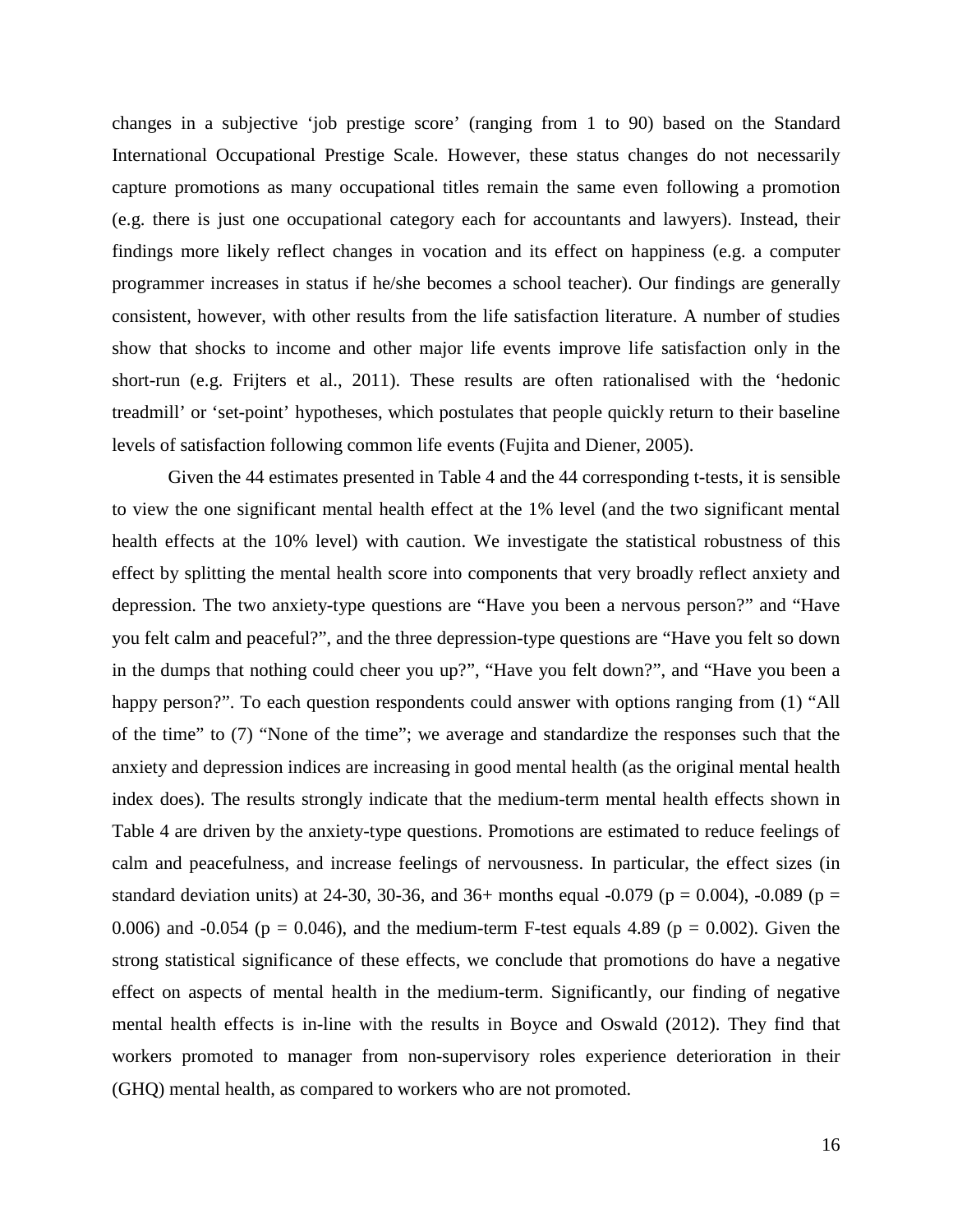changes in a subjective 'job prestige score' (ranging from 1 to 90) based on the Standard International Occupational Prestige Scale. However, these status changes do not necessarily capture promotions as many occupational titles remain the same even following a promotion (e.g. there is just one occupational category each for accountants and lawyers). Instead, their findings more likely reflect changes in vocation and its effect on happiness (e.g. a computer programmer increases in status if he/she becomes a school teacher). Our findings are generally consistent, however, with other results from the life satisfaction literature. A number of studies show that shocks to income and other major life events improve life satisfaction only in the short-run (e.g. Frijters et al., 2011). These results are often rationalised with the 'hedonic treadmill' or 'set-point' hypotheses, which postulates that people quickly return to their baseline levels of satisfaction following common life events (Fujita and Diener, 2005).

Given the 44 estimates presented in Table 4 and the 44 corresponding t-tests, it is sensible to view the one significant mental health effect at the 1% level (and the two significant mental health effects at the 10% level) with caution. We investigate the statistical robustness of this effect by splitting the mental health score into components that very broadly reflect anxiety and depression. The two anxiety-type questions are "Have you been a nervous person?" and "Have you felt calm and peaceful?", and the three depression-type questions are "Have you felt so down in the dumps that nothing could cheer you up?", "Have you felt down?", and "Have you been a happy person?". To each question respondents could answer with options ranging from (1) "All of the time" to (7) "None of the time"; we average and standardize the responses such that the anxiety and depression indices are increasing in good mental health (as the original mental health index does). The results strongly indicate that the medium-term mental health effects shown in Table 4 are driven by the anxiety-type questions. Promotions are estimated to reduce feelings of calm and peacefulness, and increase feelings of nervousness. In particular, the effect sizes (in standard deviation units) at 24-30, 30-36, and 36+ months equal -0.079 ($p = 0.004$), -0.089 ($p = 0.006$) and -0.054 ($p = 0.046$), and the medium-term F-test equals 4.89 ($p = 0.002$). Given the strong statistical significance of these effects, we conclude that promotions do have a negative effect on aspects of mental health in the medium-term. Significantly, our finding of negative mental health effects is in-line with the results in Boyce and Oswald (2012). They find that workers promoted to manager from non-supervisory roles experience deterioration in their (GHQ) mental health, as compared to workers who are not promoted.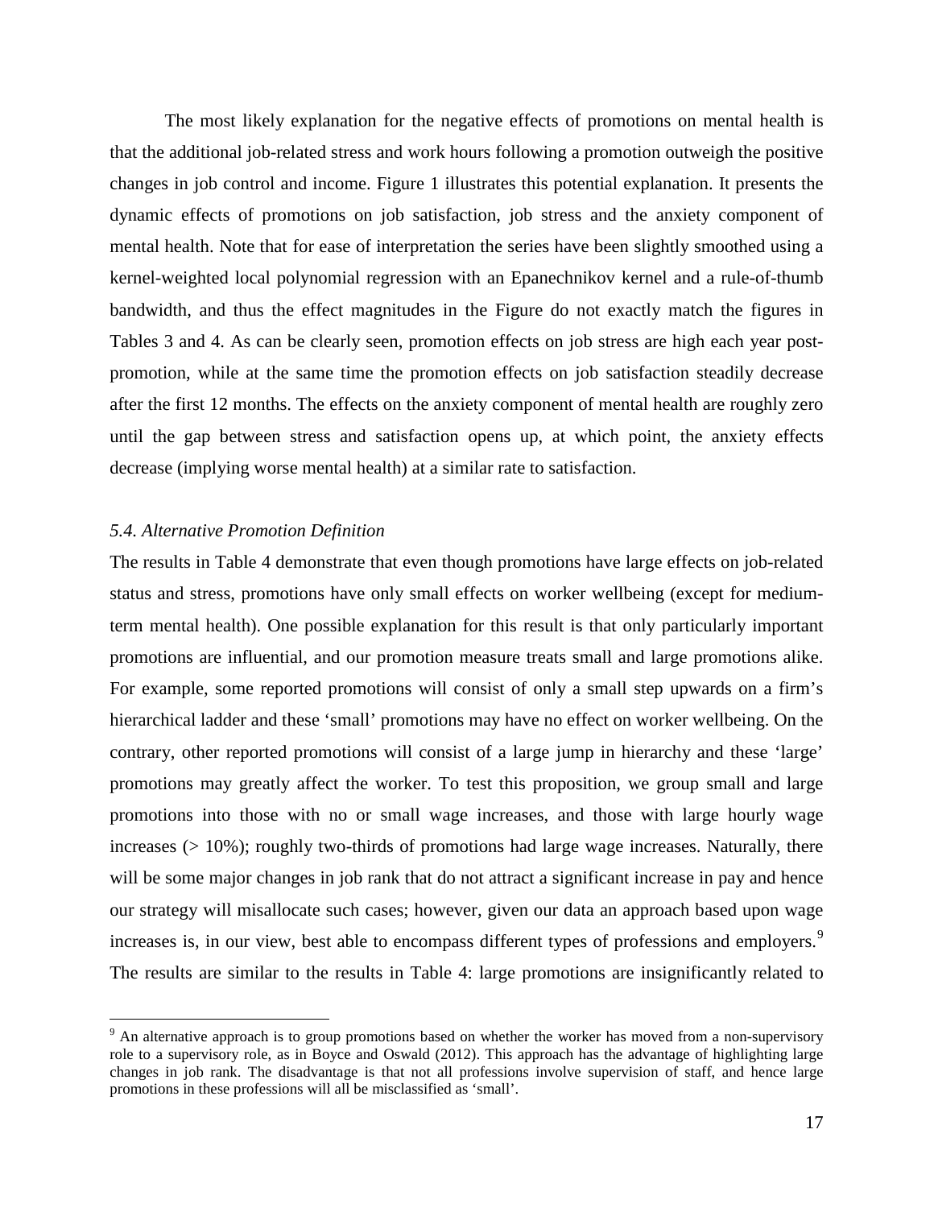The most likely explanation for the negative effects of promotions on mental health is that the additional job-related stress and work hours following a promotion outweigh the positive changes in job control and income. Figure 1 illustrates this potential explanation. It presents the dynamic effects of promotions on job satisfaction, job stress and the anxiety component of mental health. Note that for ease of interpretation the series have been slightly smoothed using a kernel-weighted local polynomial regression with an Epanechnikov kernel and a rule-of-thumb bandwidth, and thus the effect magnitudes in the Figure do not exactly match the figures in Tables 3 and 4. As can be clearly seen, promotion effects on job stress are high each year post-promotion, while at the same time the promotion effects on job satisfaction steadily decrease after the first 12 months. The effects on the anxiety component of mental health are roughly zero until the gap between stress and satisfaction opens up, at which point, the anxiety effects decrease (implying worse mental health) at a similar rate to satisfaction.

### *5.4. Alternative Promotion Definition*

The results in Table 4 demonstrate that even though promotions have large effects on job-related status and stress, promotions have only small effects on worker wellbeing (except for medium-term mental health). One possible explanation for this result is that only particularly important promotions are influential, and our promotion measure treats small and large promotions alike. For example, some reported promotions will consist of only a small step upwards on a firm's hierarchical ladder and these 'small' promotions may have no effect on worker wellbeing. On the contrary, other reported promotions will consist of a large jump in hierarchy and these 'large' promotions may greatly affect the worker. To test this proposition, we group small and large promotions into those with no or small wage increases, and those with large hourly wage increases (> 10%); roughly two-thirds of promotions had large wage increases. Naturally, there will be some major changes in job rank that do not attract a significant increase in pay and hence our strategy will misallocate such cases; however, given our data an approach based upon wage increases is, in our view, best able to encompass different types of professions and employers.[9] The results are similar to the results in Table 4: large promotions are insignificantly related to

[9] An alternative approach is to group promotions based on whether the worker has moved from a non-supervisory role to a supervisory role, as in Boyce and Oswald (2012). This approach has the advantage of highlighting large changes in job rank. The disadvantage is that not all professions involve supervision of staff, and hence large promotions in these professions will all be misclassified as 'small'.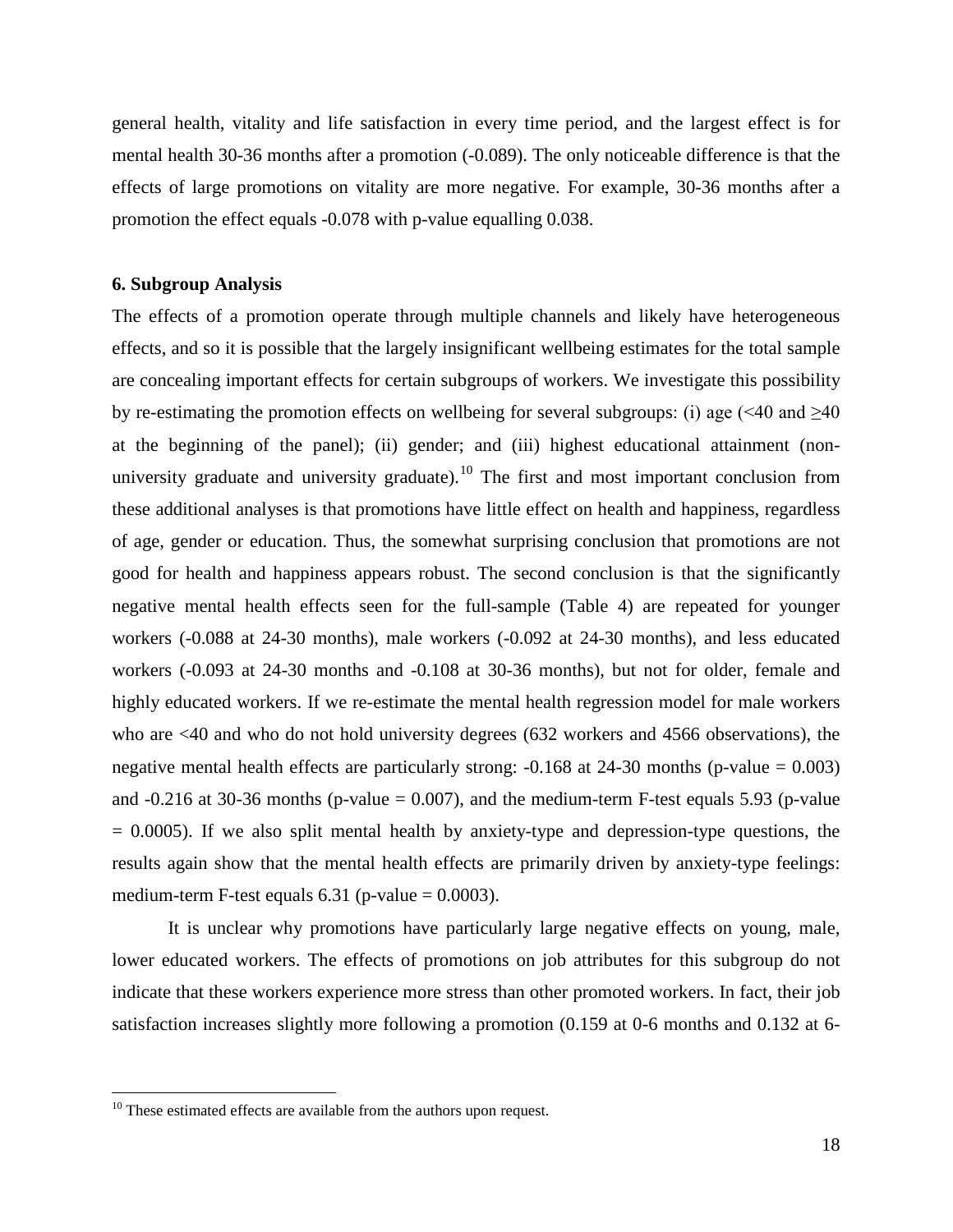general health, vitality and life satisfaction in every time period, and the largest effect is for mental health 30-36 months after a promotion (-0.089). The only noticeable difference is that the effects of large promotions on vitality are more negative. For example, 30-36 months after a promotion the effect equals -0.078 with p-value equalling 0.038.

## 6. Subgroup Analysis

The effects of a promotion operate through multiple channels and likely have heterogeneous effects, and so it is possible that the largely insignificant wellbeing estimates for the total sample are concealing important effects for certain subgroups of workers. We investigate this possibility by re-estimating the promotion effects on wellbeing for several subgroups: (i) age (<40 and ≥40 at the beginning of the panel); (ii) gender; and (iii) highest educational attainment (non-university graduate and university graduate).[10] The first and most important conclusion from these additional analyses is that promotions have little effect on health and happiness, regardless of age, gender or education. Thus, the somewhat surprising conclusion that promotions are not good for health and happiness appears robust. The second conclusion is that the significantly negative mental health effects seen for the full-sample (Table 4) are repeated for younger workers (-0.088 at 24-30 months), male workers (-0.092 at 24-30 months), and less educated workers (-0.093 at 24-30 months and -0.108 at 30-36 months), but not for older, female and highly educated workers. If we re-estimate the mental health regression model for male workers who are <40 and who do not hold university degrees (632 workers and 4566 observations), the negative mental health effects are particularly strong: -0.168 at 24-30 months (p-value = 0.003) and -0.216 at 30-36 months (p-value = 0.007), and the medium-term F-test equals 5.93 (p-value = 0.0005). If we also split mental health by anxiety-type and depression-type questions, the results again show that the mental health effects are primarily driven by anxiety-type feelings: medium-term F-test equals 6.31 (p-value = 0.0003).

It is unclear why promotions have particularly large negative effects on young, male, lower educated workers. The effects of promotions on job attributes for this subgroup do not indicate that these workers experience more stress than other promoted workers. In fact, their job satisfaction increases slightly more following a promotion (0.159 at 0-6 months and 0.132 at 6-

[10] These estimated effects are available from the authors upon request.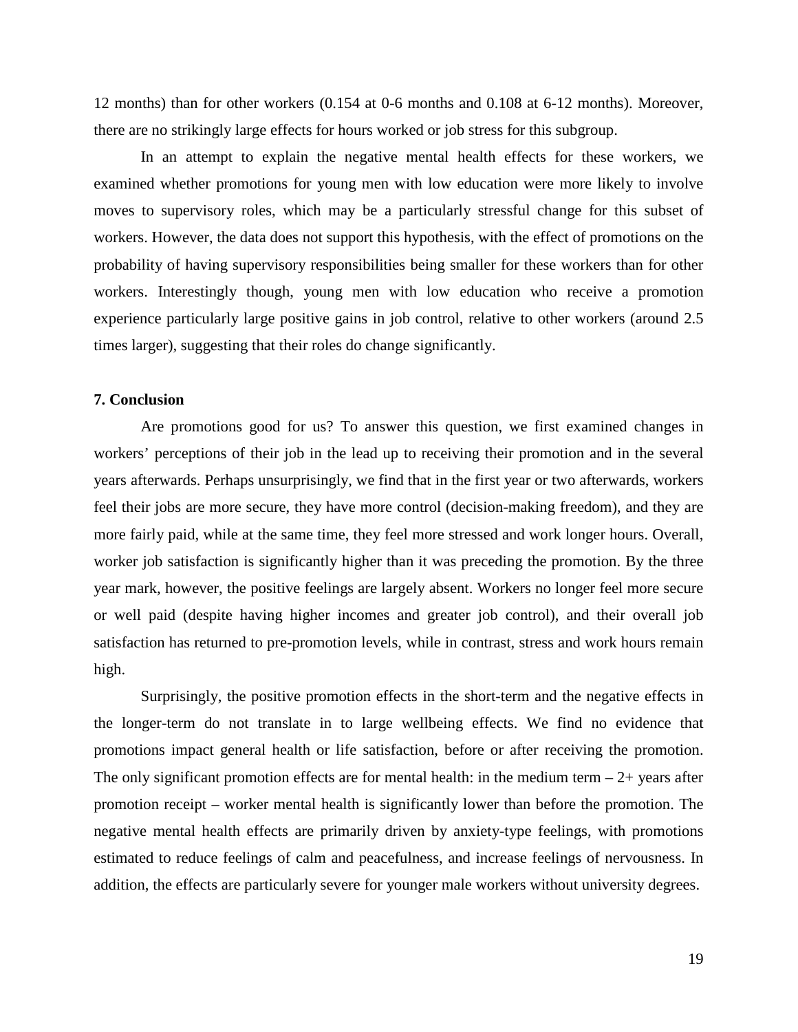12 months) than for other workers (0.154 at 0-6 months and 0.108 at 6-12 months). Moreover, there are no strikingly large effects for hours worked or job stress for this subgroup.

In an attempt to explain the negative mental health effects for these workers, we examined whether promotions for young men with low education were more likely to involve moves to supervisory roles, which may be a particularly stressful change for this subset of workers. However, the data does not support this hypothesis, with the effect of promotions on the probability of having supervisory responsibilities being smaller for these workers than for other workers. Interestingly though, young men with low education who receive a promotion experience particularly large positive gains in job control, relative to other workers (around 2.5 times larger), suggesting that their roles do change significantly.

## 7. Conclusion

Are promotions good for us? To answer this question, we first examined changes in workers' perceptions of their job in the lead up to receiving their promotion and in the several years afterwards. Perhaps unsurprisingly, we find that in the first year or two afterwards, workers feel their jobs are more secure, they have more control (decision-making freedom), and they are more fairly paid, while at the same time, they feel more stressed and work longer hours. Overall, worker job satisfaction is significantly higher than it was preceding the promotion. By the three year mark, however, the positive feelings are largely absent. Workers no longer feel more secure or well paid (despite having higher incomes and greater job control), and their overall job satisfaction has returned to pre-promotion levels, while in contrast, stress and work hours remain high.

Surprisingly, the positive promotion effects in the short-term and the negative effects in the longer-term do not translate in to large wellbeing effects. We find no evidence that promotions impact general health or life satisfaction, before or after receiving the promotion. The only significant promotion effects are for mental health: in the medium term – 2+ years after promotion receipt – worker mental health is significantly lower than before the promotion. The negative mental health effects are primarily driven by anxiety-type feelings, with promotions estimated to reduce feelings of calm and peacefulness, and increase feelings of nervousness. In addition, the effects are particularly severe for younger male workers without university degrees.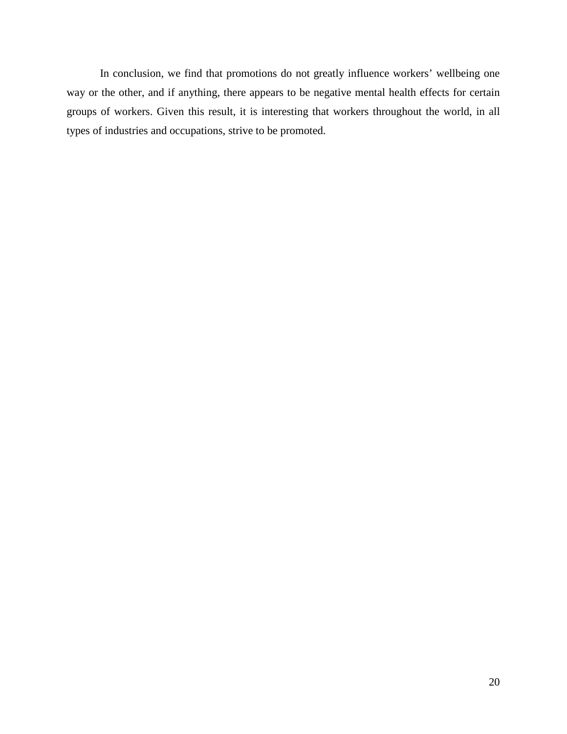In conclusion, we find that promotions do not greatly influence workers' wellbeing one way or the other, and if anything, there appears to be negative mental health effects for certain groups of workers. Given this result, it is interesting that workers throughout the world, in all types of industries and occupations, strive to be promoted.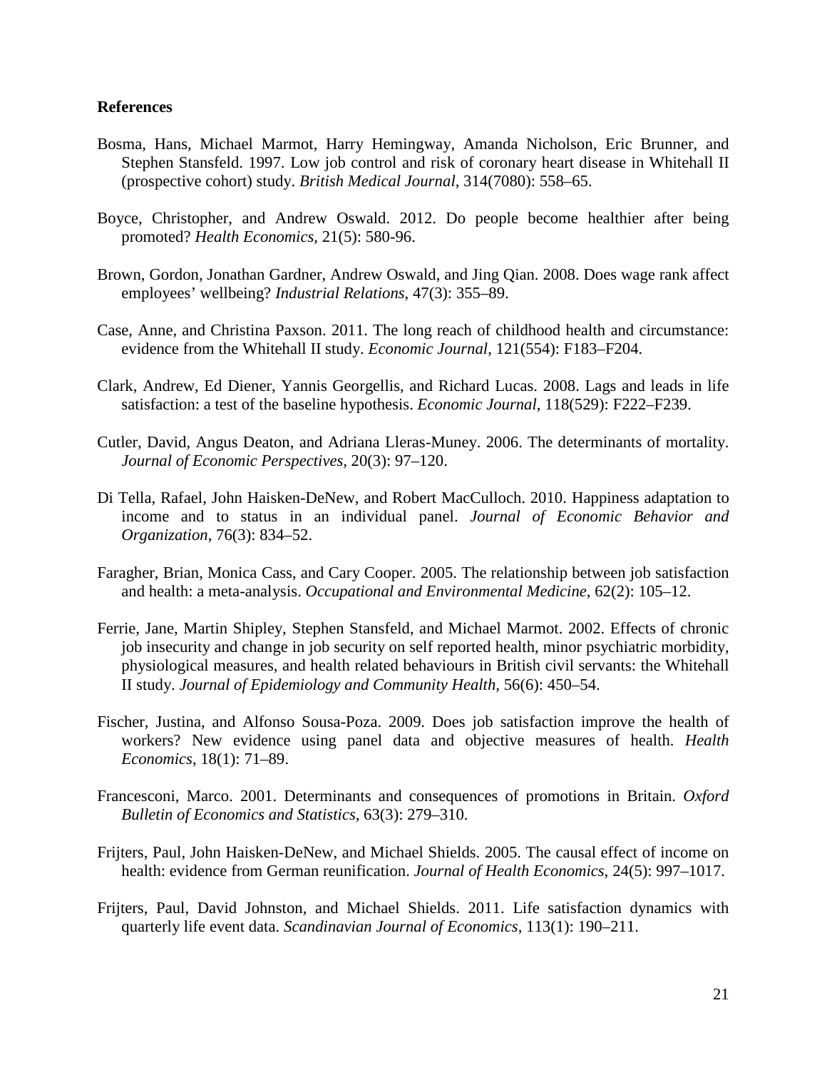## References

Bosma, Hans, Michael Marmot, Harry Hemingway, Amanda Nicholson, Eric Brunner, and Stephen Stansfeld. 1997. Low job control and risk of coronary heart disease in Whitehall II (prospective cohort) study. *British Medical Journal*, 314(7080): 558–65.

Boyce, Christopher, and Andrew Oswald. 2012. Do people become healthier after being promoted? *Health Economics*, 21(5): 580-96.

Brown, Gordon, Jonathan Gardner, Andrew Oswald, and Jing Qian. 2008. Does wage rank affect employees' wellbeing? *Industrial Relations*, 47(3): 355–89.

Case, Anne, and Christina Paxson. 2011. The long reach of childhood health and circumstance: evidence from the Whitehall II study. *Economic Journal*, 121(554): F183–F204.

Clark, Andrew, Ed Diener, Yannis Georgellis, and Richard Lucas. 2008. Lags and leads in life satisfaction: a test of the baseline hypothesis. *Economic Journal*, 118(529): F222–F239.

Cutler, David, Angus Deaton, and Adriana Lleras-Muney. 2006. The determinants of mortality. *Journal of Economic Perspectives*, 20(3): 97–120.

Di Tella, Rafael, John Haisken-DeNew, and Robert MacCulloch. 2010. Happiness adaptation to income and to status in an individual panel. *Journal of Economic Behavior and Organization*, 76(3): 834–52.

Faragher, Brian, Monica Cass, and Cary Cooper. 2005. The relationship between job satisfaction and health: a meta-analysis. *Occupational and Environmental Medicine*, 62(2): 105–12.

Ferrie, Jane, Martin Shipley, Stephen Stansfeld, and Michael Marmot. 2002. Effects of chronic job insecurity and change in job security on self reported health, minor psychiatric morbidity, physiological measures, and health related behaviours in British civil servants: the Whitehall II study. *Journal of Epidemiology and Community Health*, 56(6): 450–54.

Fischer, Justina, and Alfonso Sousa-Poza. 2009. Does job satisfaction improve the health of workers? New evidence using panel data and objective measures of health. *Health Economics*, 18(1): 71–89.

Francesconi, Marco. 2001. Determinants and consequences of promotions in Britain. *Oxford Bulletin of Economics and Statistics*, 63(3): 279–310.

Frijters, Paul, John Haisken-DeNew, and Michael Shields. 2005. The causal effect of income on health: evidence from German reunification. *Journal of Health Economics*, 24(5): 997–1017.

Frijters, Paul, David Johnston, and Michael Shields. 2011. Life satisfaction dynamics with quarterly life event data. *Scandinavian Journal of Economics*, 113(1): 190–211.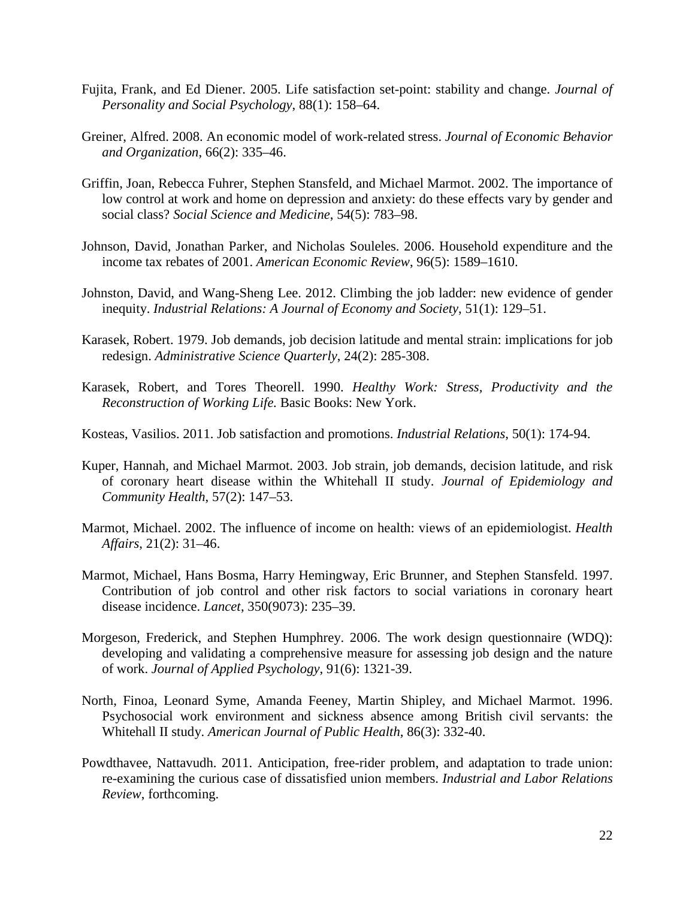Fujita, Frank, and Ed Diener. 2005. Life satisfaction set-point: stability and change. *Journal of Personality and Social Psychology*, 88(1): 158–64.

Greiner, Alfred. 2008. An economic model of work-related stress. *Journal of Economic Behavior and Organization*, 66(2): 335–46.

Griffin, Joan, Rebecca Fuhrer, Stephen Stansfeld, and Michael Marmot. 2002. The importance of low control at work and home on depression and anxiety: do these effects vary by gender and social class? *Social Science and Medicine*, 54(5): 783–98.

Johnson, David, Jonathan Parker, and Nicholas Souleles. 2006. Household expenditure and the income tax rebates of 2001. *American Economic Review*, 96(5): 1589–1610.

Johnston, David, and Wang-Sheng Lee. 2012. Climbing the job ladder: new evidence of gender inequity. *Industrial Relations: A Journal of Economy and Society*, 51(1): 129–51.

Karasek, Robert. 1979. Job demands, job decision latitude and mental strain: implications for job redesign. *Administrative Science Quarterly*, 24(2): 285-308.

Karasek, Robert, and Tores Theorell. 1990. *Healthy Work: Stress, Productivity and the Reconstruction of Working Life.* Basic Books: New York.

Kosteas, Vasilios. 2011. Job satisfaction and promotions. *Industrial Relations*, 50(1): 174-94.

Kuper, Hannah, and Michael Marmot. 2003. Job strain, job demands, decision latitude, and risk of coronary heart disease within the Whitehall II study. *Journal of Epidemiology and Community Health*, 57(2): 147–53.

Marmot, Michael. 2002. The influence of income on health: views of an epidemiologist. *Health Affairs*, 21(2): 31–46.

Marmot, Michael, Hans Bosma, Harry Hemingway, Eric Brunner, and Stephen Stansfeld. 1997. Contribution of job control and other risk factors to social variations in coronary heart disease incidence. *Lancet*, 350(9073): 235–39.

Morgeson, Frederick, and Stephen Humphrey. 2006. The work design questionnaire (WDQ): developing and validating a comprehensive measure for assessing job design and the nature of work. *Journal of Applied Psychology*, 91(6): 1321-39.

North, Finoa, Leonard Syme, Amanda Feeney, Martin Shipley, and Michael Marmot. 1996. Psychosocial work environment and sickness absence among British civil servants: the Whitehall II study. *American Journal of Public Health*, 86(3): 332-40.

Powdthavee, Nattavudh. 2011. Anticipation, free-rider problem, and adaptation to trade union: re-examining the curious case of dissatisfied union members. *Industrial and Labor Relations Review*, forthcoming.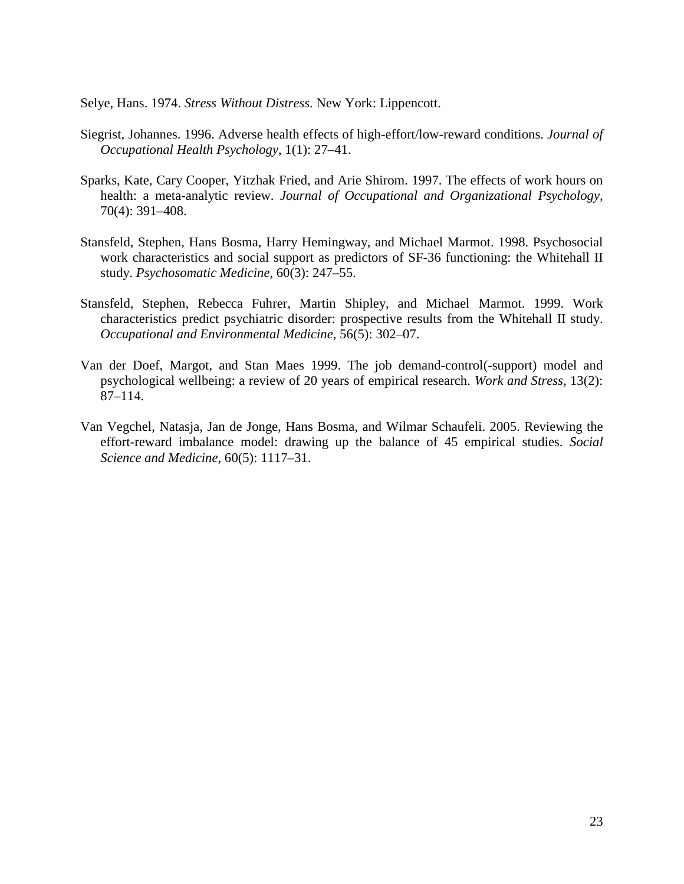Selye, Hans. 1974. *Stress Without Distress*. New York: Lippencott.

Siegrist, Johannes. 1996. Adverse health effects of high-effort/low-reward conditions. *Journal of Occupational Health Psychology*, 1(1): 27–41.

Sparks, Kate, Cary Cooper, Yitzhak Fried, and Arie Shirom. 1997. The effects of work hours on health: a meta-analytic review. *Journal of Occupational and Organizational Psychology*, 70(4): 391–408.

Stansfeld, Stephen, Hans Bosma, Harry Hemingway, and Michael Marmot. 1998. Psychosocial work characteristics and social support as predictors of SF-36 functioning: the Whitehall II study. *Psychosomatic Medicine*, 60(3): 247–55.

Stansfeld, Stephen, Rebecca Fuhrer, Martin Shipley, and Michael Marmot. 1999. Work characteristics predict psychiatric disorder: prospective results from the Whitehall II study. *Occupational and Environmental Medicine*, 56(5): 302–07.

Van der Doef, Margot, and Stan Maes 1999. The job demand-control(-support) model and psychological wellbeing: a review of 20 years of empirical research. *Work and Stress*, 13(2): 87–114.

Van Vegchel, Natasja, Jan de Jonge, Hans Bosma, and Wilmar Schaufeli. 2005. Reviewing the effort-reward imbalance model: drawing up the balance of 45 empirical studies. *Social Science and Medicine*, 60(5): 1117–31.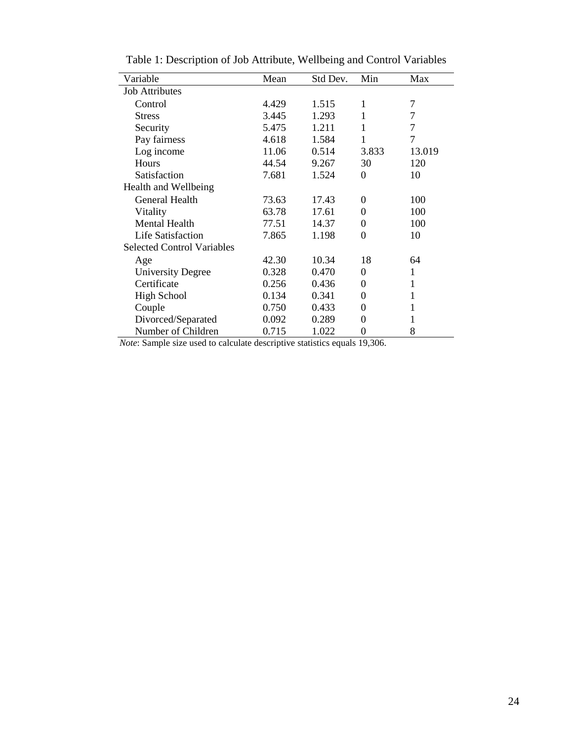Table 1: Description of Job Attribute, Wellbeing and Control Variables

| Variable | Mean | Std Dev. | Min | Max |
|---|---|---|---|---|
| Job Attributes | | | | |
| Control | 4.429 | 1.515 | 1 | 7 |
| Stress | 3.445 | 1.293 | 1 | 7 |
| Security | 5.475 | 1.211 | 1 | 7 |
| Pay fairness | 4.618 | 1.584 | 1 | 7 |
| Log income | 11.06 | 0.514 | 3.833 | 13.019 |
| Hours | 44.54 | 9.267 | 30 | 120 |
| Satisfaction | 7.681 | 1.524 | 0 | 10 |
| Health and Wellbeing | | | | |
| General Health | 73.63 | 17.43 | 0 | 100 |
| Vitality | 63.78 | 17.61 | 0 | 100 |
| Mental Health | 77.51 | 14.37 | 0 | 100 |
| Life Satisfaction | 7.865 | 1.198 | 0 | 10 |
| Selected Control Variables | | | | |
| Age | 42.30 | 10.34 | 18 | 64 |
| University Degree | 0.328 | 0.470 | 0 | 1 |
| Certificate | 0.256 | 0.436 | 0 | 1 |
| High School | 0.134 | 0.341 | 0 | 1 |
| Couple | 0.750 | 0.433 | 0 | 1 |
| Divorced/Separated | 0.092 | 0.289 | 0 | 1 |
| Number of Children | 0.715 | 1.022 | 0 | 8 |

*Note*: Sample size used to calculate descriptive statistics equals 19,306.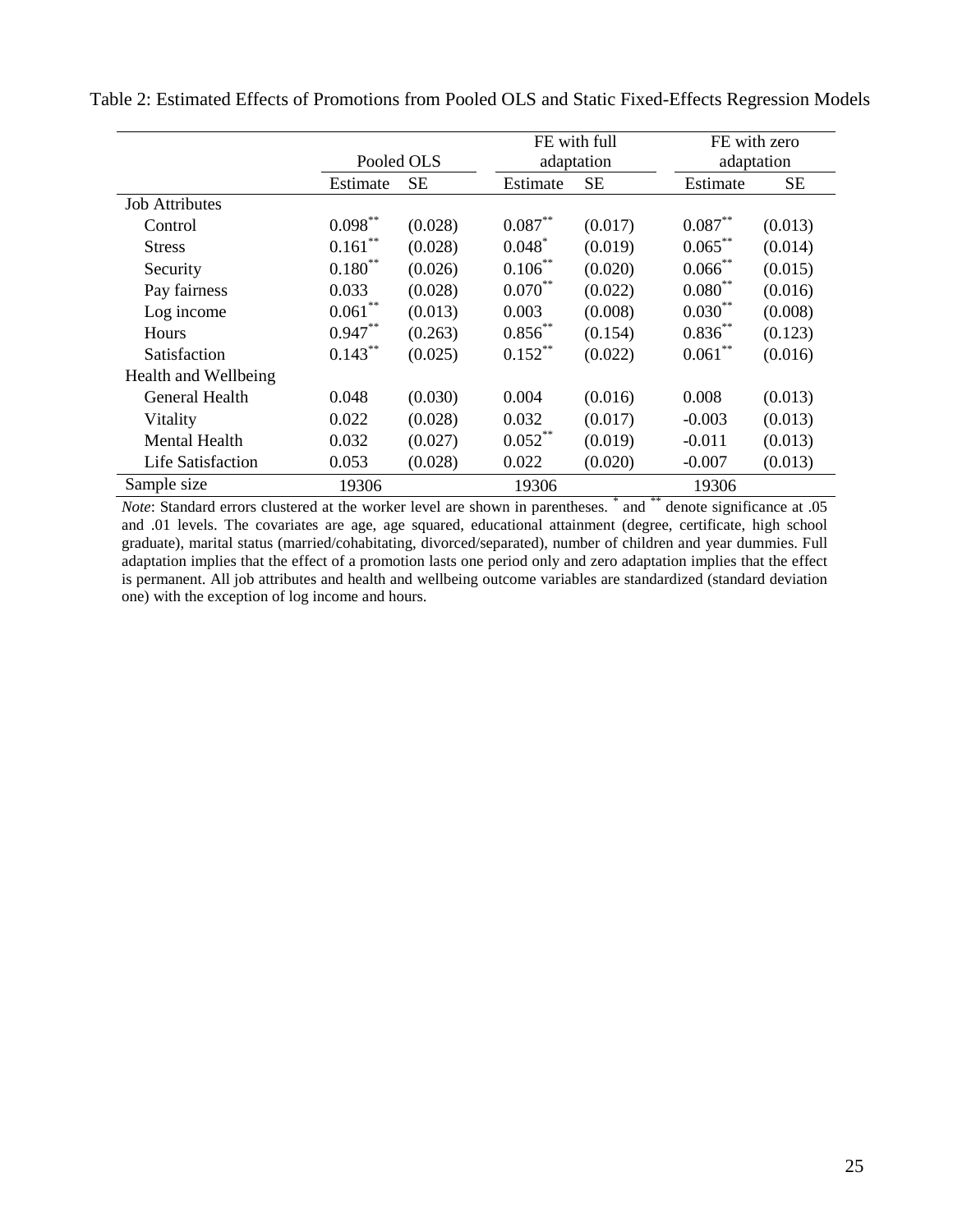Table 2: Estimated Effects of Promotions from Pooled OLS and Static Fixed-Effects Regression Models

| | Pooled OLS | | FE with full adaptation | | FE with zero adaptation | |
|---|---|---|---|---|---|---|
| | Estimate | SE | Estimate | SE | Estimate | SE |
| Job Attributes | | | | | | |
| Control | 0.098** | (0.028) | 0.087** | (0.017) | 0.087** | (0.013) |
| Stress | 0.161** | (0.028) | 0.048* | (0.019) | 0.065** | (0.014) |
| Security | 0.180** | (0.026) | 0.106** | (0.020) | 0.066** | (0.015) |
| Pay fairness | 0.033 | (0.028) | 0.070** | (0.022) | 0.080** | (0.016) |
| Log income | 0.061** | (0.013) | 0.003 | (0.008) | 0.030** | (0.008) |
| Hours | 0.947** | (0.263) | 0.856** | (0.154) | 0.836** | (0.123) |
| Satisfaction | 0.143** | (0.025) | 0.152** | (0.022) | 0.061** | (0.016) |
| Health and Wellbeing | | | | | | |
| General Health | 0.048 | (0.030) | 0.004 | (0.016) | 0.008 | (0.013) |
| Vitality | 0.022 | (0.028) | 0.032 | (0.017) | -0.003 | (0.013) |
| Mental Health | 0.032 | (0.027) | 0.052** | (0.019) | -0.011 | (0.013) |
| Life Satisfaction | 0.053 | (0.028) | 0.022 | (0.020) | -0.007 | (0.013) |
| Sample size | 19306 | | 19306 | | 19306 | |

*Note*: Standard errors clustered at the worker level are shown in parentheses. * and ** denote significance at .05 and .01 levels. The covariates are age, age squared, educational attainment (degree, certificate, high school graduate), marital status (married/cohabitating, divorced/separated), number of children and year dummies. Full adaptation implies that the effect of a promotion lasts one period only and zero adaptation implies that the effect is permanent. All job attributes and health and wellbeing outcome variables are standardized (standard deviation one) with the exception of log income and hours.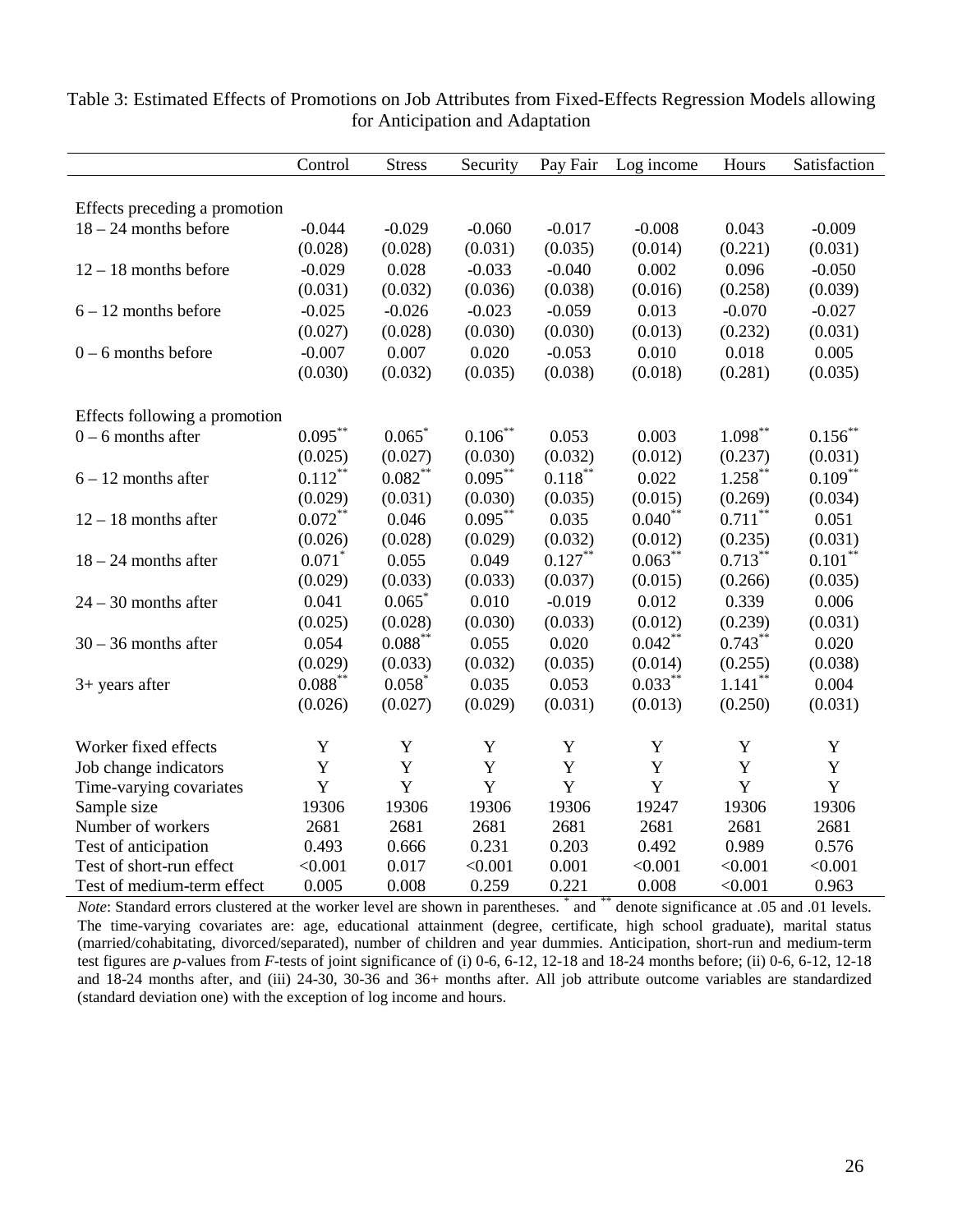Table 3: Estimated Effects of Promotions on Job Attributes from Fixed-Effects Regression Models allowing for Anticipation and Adaptation

| | Control | Stress | Security | Pay Fair | Log income | Hours | Satisfaction |
|---|---|---|---|---|---|---|---|
| Effects preceding a promotion | | | | | | | |
| 18 – 24 months before | -0.044 | -0.029 | -0.060 | -0.017 | -0.008 | 0.043 | -0.009 |
| | (0.028) | (0.028) | (0.031) | (0.035) | (0.014) | (0.221) | (0.031) |
| 12 – 18 months before | -0.029 | 0.028 | -0.033 | -0.040 | 0.002 | 0.096 | -0.050 |
| | (0.031) | (0.032) | (0.036) | (0.038) | (0.016) | (0.258) | (0.039) |
| 6 – 12 months before | -0.025 | -0.026 | -0.023 | -0.059 | 0.013 | -0.070 | -0.027 |
| | (0.027) | (0.028) | (0.030) | (0.030) | (0.013) | (0.232) | (0.031) |
| 0 – 6 months before | -0.007 | 0.007 | 0.020 | -0.053 | 0.010 | 0.018 | 0.005 |
| | (0.030) | (0.032) | (0.035) | (0.038) | (0.018) | (0.281) | (0.035) |
| Effects following a promotion | | | | | | | |
| 0 – 6 months after | 0.095** | 0.065* | 0.106** | 0.053 | 0.003 | 1.098** | 0.156** |
| | (0.025) | (0.027) | (0.030) | (0.032) | (0.012) | (0.237) | (0.031) |
| 6 – 12 months after | 0.112** | 0.082** | 0.095** | 0.118** | 0.022 | 1.258** | 0.109** |
| | (0.029) | (0.031) | (0.030) | (0.035) | (0.015) | (0.269) | (0.034) |
| 12 – 18 months after | 0.072** | 0.046 | 0.095** | 0.035 | 0.040** | 0.711** | 0.051 |
| | (0.026) | (0.028) | (0.029) | (0.032) | (0.012) | (0.235) | (0.031) |
| 18 – 24 months after | 0.071* | 0.055 | 0.049 | 0.127** | 0.063** | 0.713** | 0.101** |
| | (0.029) | (0.033) | (0.033) | (0.037) | (0.015) | (0.266) | (0.035) |
| 24 – 30 months after | 0.041 | 0.065* | 0.010 | -0.019 | 0.012 | 0.339 | 0.006 |
| | (0.025) | (0.028) | (0.030) | (0.033) | (0.012) | (0.239) | (0.031) |
| 30 – 36 months after | 0.054 | 0.088** | 0.055 | 0.020 | 0.042** | 0.743** | 0.020 |
| | (0.029) | (0.033) | (0.032) | (0.035) | (0.014) | (0.255) | (0.038) |
| 3+ years after | 0.088** | 0.058* | 0.035 | 0.053 | 0.033** | 1.141** | 0.004 |
| | (0.026) | (0.027) | (0.029) | (0.031) | (0.013) | (0.250) | (0.031) |
| Worker fixed effects | Y | Y | Y | Y | Y | Y | Y |
| Job change indicators | Y | Y | Y | Y | Y | Y | Y |
| Time-varying covariates | Y | Y | Y | Y | Y | Y | Y |
| Sample size | 19306 | 19306 | 19306 | 19306 | 19247 | 19306 | 19306 |
| Number of workers | 2681 | 2681 | 2681 | 2681 | 2681 | 2681 | 2681 |
| Test of anticipation | 0.493 | 0.666 | 0.231 | 0.203 | 0.492 | 0.989 | 0.576 |
| Test of short-run effect | <0.001 | 0.017 | <0.001 | 0.001 | <0.001 | <0.001 | <0.001 |
| Test of medium-term effect | 0.005 | 0.008 | 0.259 | 0.221 | 0.008 | <0.001 | 0.963 |

*Note*: Standard errors clustered at the worker level are shown in parentheses. * and ** denote significance at .05 and .01 levels. The time-varying covariates are: age, educational attainment (degree, certificate, high school graduate), marital status (married/cohabitating, divorced/separated), number of children and year dummies. Anticipation, short-run and medium-term test figures are *p*-values from *F*-tests of joint significance of (i) 0-6, 6-12, 12-18 and 18-24 months before; (ii) 0-6, 6-12, 12-18 and 18-24 months after, and (iii) 24-30, 30-36 and 36+ months after. All job attribute outcome variables are standardized (standard deviation one) with the exception of log income and hours.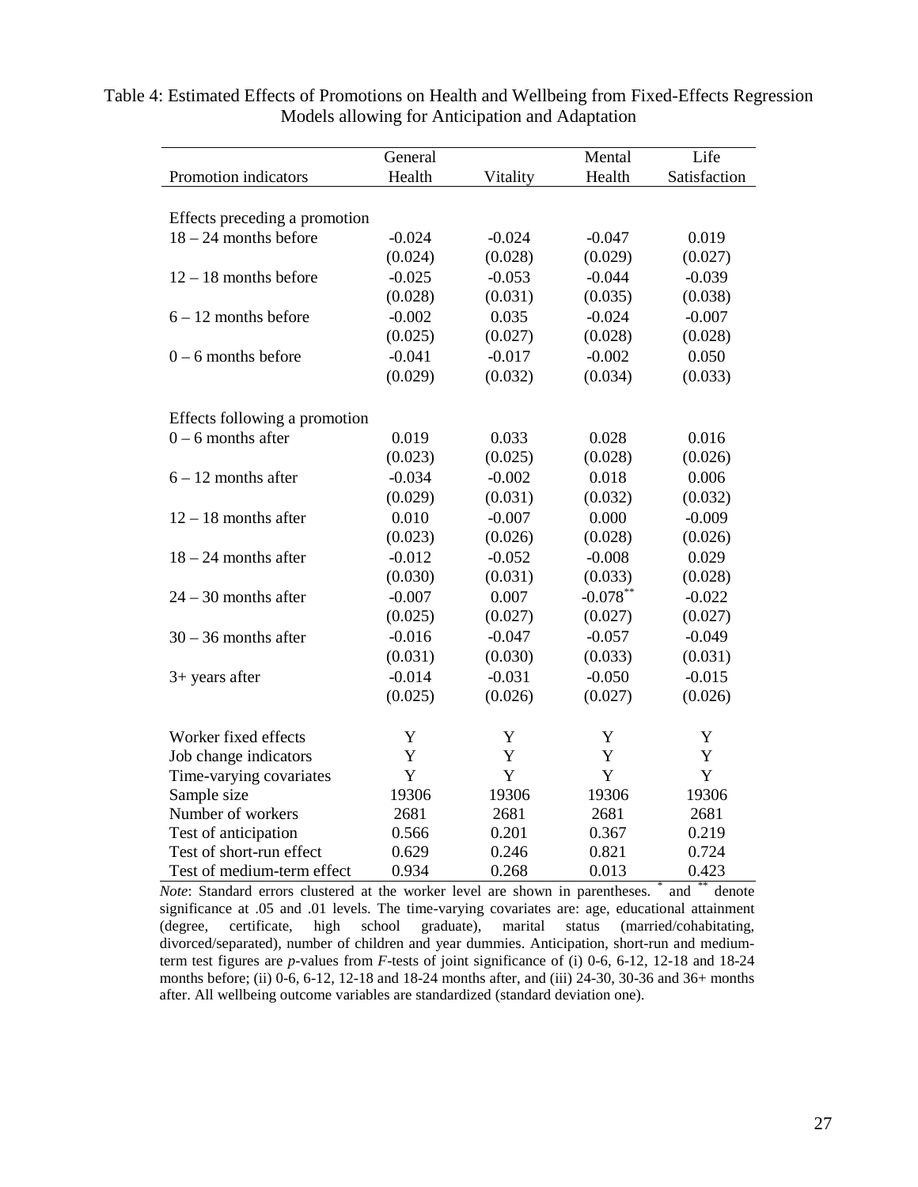Table 4: Estimated Effects of Promotions on Health and Wellbeing from Fixed-Effects Regression Models allowing for Anticipation and Adaptation

| Promotion indicators | General Health | Vitality | Mental Health | Life Satisfaction |
|---|---|---|---|---|
| Effects preceding a promotion | | | | |
| 18 – 24 months before | -0.024 | -0.024 | -0.047 | 0.019 |
| | (0.024) | (0.028) | (0.029) | (0.027) |
| 12 – 18 months before | -0.025 | -0.053 | -0.044 | -0.039 |
| | (0.028) | (0.031) | (0.035) | (0.038) |
| 6 – 12 months before | -0.002 | 0.035 | -0.024 | -0.007 |
| | (0.025) | (0.027) | (0.028) | (0.028) |
| 0 – 6 months before | -0.041 | -0.017 | -0.002 | 0.050 |
| | (0.029) | (0.032) | (0.034) | (0.033) |
| Effects following a promotion | | | | |
| 0 – 6 months after | 0.019 | 0.033 | 0.028 | 0.016 |
| | (0.023) | (0.025) | (0.028) | (0.026) |
| 6 – 12 months after | -0.034 | -0.002 | 0.018 | 0.006 |
| | (0.029) | (0.031) | (0.032) | (0.032) |
| 12 – 18 months after | 0.010 | -0.007 | 0.000 | -0.009 |
| | (0.023) | (0.026) | (0.028) | (0.026) |
| 18 – 24 months after | -0.012 | -0.052 | -0.008 | 0.029 |
| | (0.030) | (0.031) | (0.033) | (0.028) |
| 24 – 30 months after | -0.007 | 0.007 | -0.078** | -0.022 |
| | (0.025) | (0.027) | (0.027) | (0.027) |
| 30 – 36 months after | -0.016 | -0.047 | -0.057 | -0.049 |
| | (0.031) | (0.030) | (0.033) | (0.031) |
| 3+ years after | -0.014 | -0.031 | -0.050 | -0.015 |
| | (0.025) | (0.026) | (0.027) | (0.026) |
| Worker fixed effects | Y | Y | Y | Y |
| Job change indicators | Y | Y | Y | Y |
| Time-varying covariates | Y | Y | Y | Y |
| Sample size | 19306 | 19306 | 19306 | 19306 |
| Number of workers | 2681 | 2681 | 2681 | 2681 |
| Test of anticipation | 0.566 | 0.201 | 0.367 | 0.219 |
| Test of short-run effect | 0.629 | 0.246 | 0.821 | 0.724 |
| Test of medium-term effect | 0.934 | 0.268 | 0.013 | 0.423 |

*Note*: Standard errors clustered at the worker level are shown in parentheses. * and ** denote significance at .05 and .01 levels. The time-varying covariates are: age, educational attainment (degree, certificate, high school graduate), marital status (married/cohabitating, divorced/separated), number of children and year dummies. Anticipation, short-run and medium-term test figures are *p*-values from *F*-tests of joint significance of (i) 0-6, 6-12, 12-18 and 18-24 months before; (ii) 0-6, 6-12, 12-18 and 18-24 months after, and (iii) 24-30, 30-36 and 36+ months after. All wellbeing outcome variables are standardized (standard deviation one).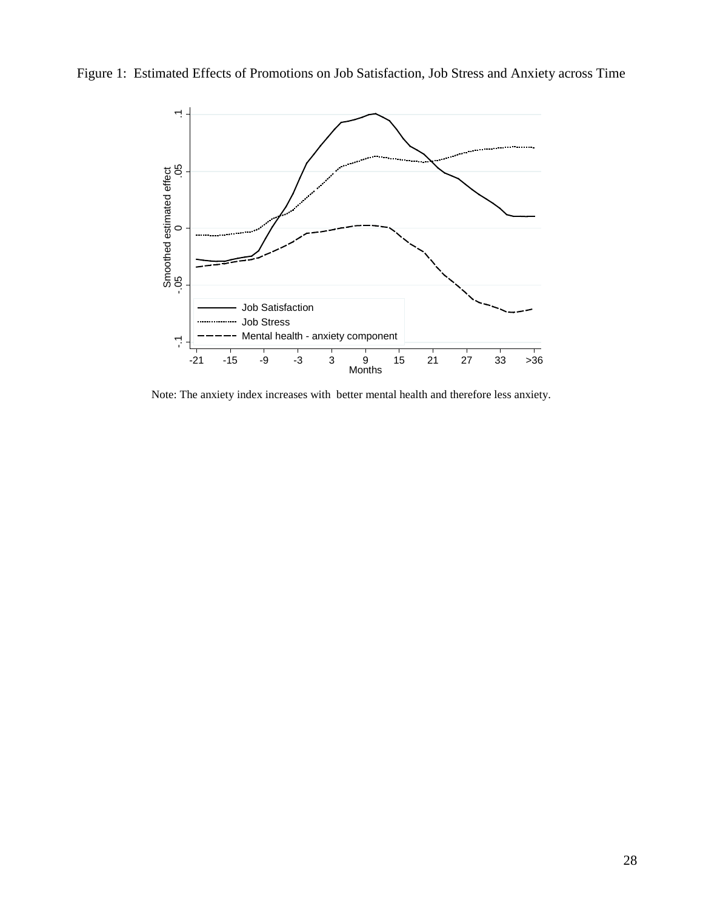Figure 1: Estimated Effects of Promotions on Job Satisfaction, Job Stress and Anxiety across Time

Note: The anxiety index increases with better mental health and therefore less anxiety.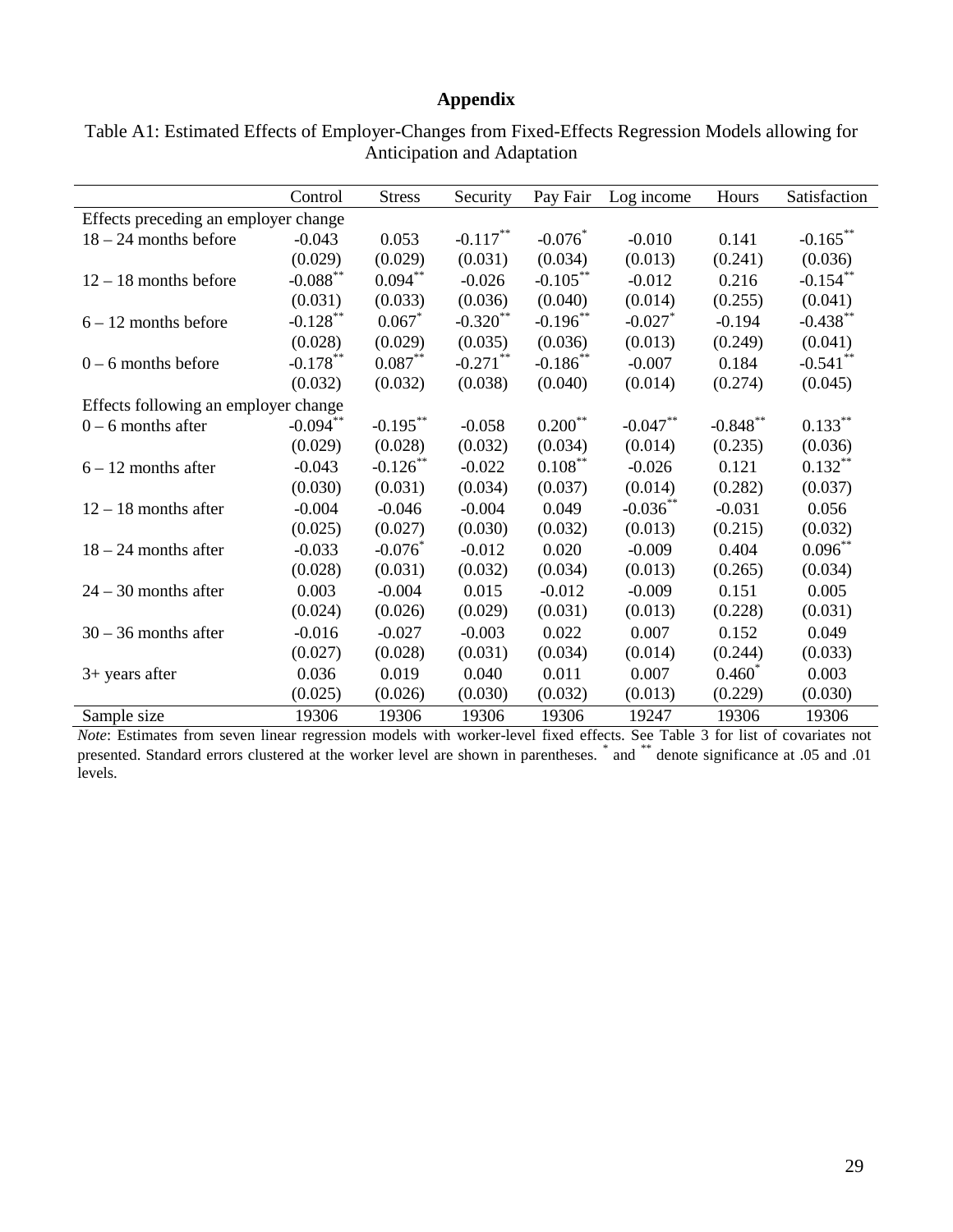# Appendix

Table A1: Estimated Effects of Employer-Changes from Fixed-Effects Regression Models allowing for Anticipation and Adaptation

| | Control | Stress | Security | Pay Fair | Log income | Hours | Satisfaction |
|---|---|---|---|---|---|---|---|
| Effects preceding an employer change | | | | | | | |
| 18 – 24 months before | -0.043 | 0.053 | -0.117** | -0.076* | -0.010 | 0.141 | -0.165** |
| | (0.029) | (0.029) | (0.031) | (0.034) | (0.013) | (0.241) | (0.036) |
| 12 – 18 months before | -0.088** | 0.094** | -0.026 | -0.105** | -0.012 | 0.216 | -0.154** |
| | (0.031) | (0.033) | (0.036) | (0.040) | (0.014) | (0.255) | (0.041) |
| 6 – 12 months before | -0.128** | 0.067* | -0.320** | -0.196** | -0.027* | -0.194 | -0.438** |
| | (0.028) | (0.029) | (0.035) | (0.036) | (0.013) | (0.249) | (0.041) |
| 0 – 6 months before | -0.178** | 0.087** | -0.271** | -0.186** | -0.007 | 0.184 | -0.541** |
| | (0.032) | (0.032) | (0.038) | (0.040) | (0.014) | (0.274) | (0.045) |
| Effects following an employer change | | | | | | | |
| 0 – 6 months after | -0.094** | -0.195** | -0.058 | 0.200** | -0.047** | -0.848** | 0.133** |
| | (0.029) | (0.028) | (0.032) | (0.034) | (0.014) | (0.235) | (0.036) |
| 6 – 12 months after | -0.043 | -0.126** | -0.022 | 0.108** | -0.026 | 0.121 | 0.132** |
| | (0.030) | (0.031) | (0.034) | (0.037) | (0.014) | (0.282) | (0.037) |
| 12 – 18 months after | -0.004 | -0.046 | -0.004 | 0.049 | -0.036** | -0.031 | 0.056 |
| | (0.025) | (0.027) | (0.030) | (0.032) | (0.013) | (0.215) | (0.032) |
| 18 – 24 months after | -0.033 | -0.076* | -0.012 | 0.020 | -0.009 | 0.404 | 0.096** |
| | (0.028) | (0.031) | (0.032) | (0.034) | (0.013) | (0.265) | (0.034) |
| 24 – 30 months after | 0.003 | -0.004 | 0.015 | -0.012 | -0.009 | 0.151 | 0.005 |
| | (0.024) | (0.026) | (0.029) | (0.031) | (0.013) | (0.228) | (0.031) |
| 30 – 36 months after | -0.016 | -0.027 | -0.003 | 0.022 | 0.007 | 0.152 | 0.049 |
| | (0.027) | (0.028) | (0.031) | (0.034) | (0.014) | (0.244) | (0.033) |
| 3+ years after | 0.036 | 0.019 | 0.040 | 0.011 | 0.007 | 0.460* | 0.003 |
| | (0.025) | (0.026) | (0.030) | (0.032) | (0.013) | (0.229) | (0.030) |
| Sample size | 19306 | 19306 | 19306 | 19306 | 19247 | 19306 | 19306 |

*Note*: Estimates from seven linear regression models with worker-level fixed effects. See Table 3 for list of covariates not presented. Standard errors clustered at the worker level are shown in parentheses. * and ** denote significance at .05 and .01 levels.